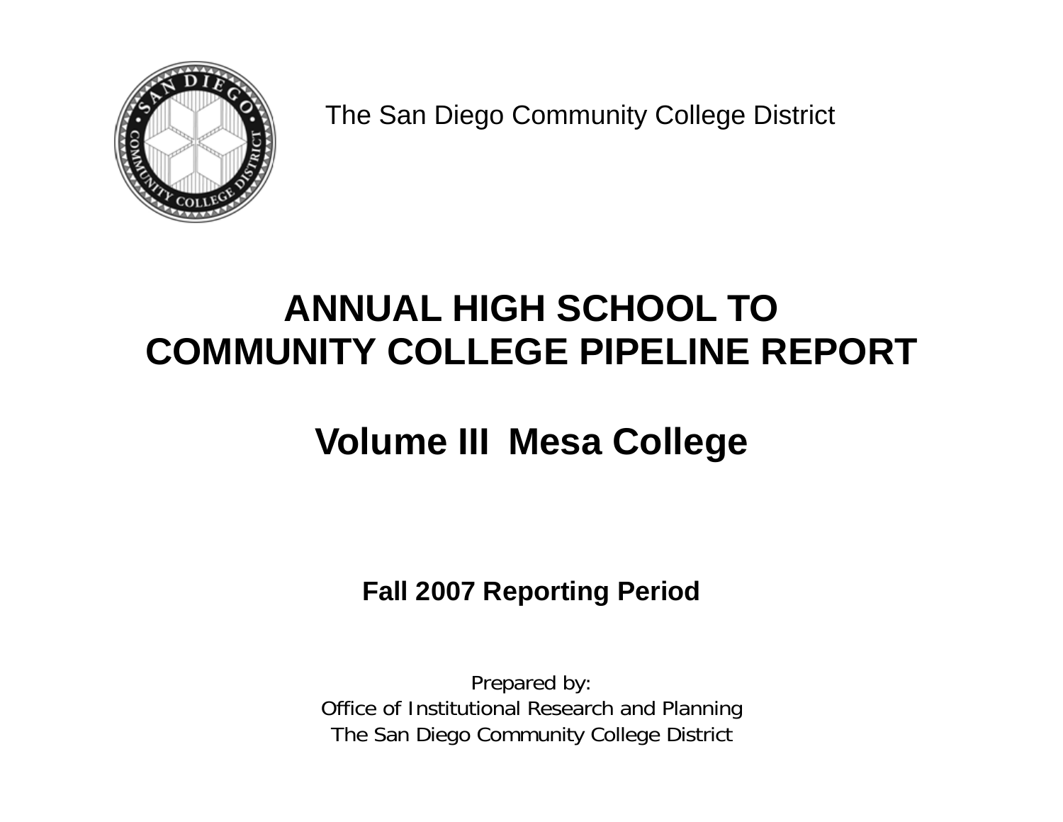The San Diego Community College District

# ANNUAL HIGH SCHOOL TO COMMUNITY COLLEGE PIPELINE REPORT

## Volume III Mesa College

**Fall 2007 Reporting Period**

Prepared by:
Office of Institutional Research and Planning
The San Diego Community College District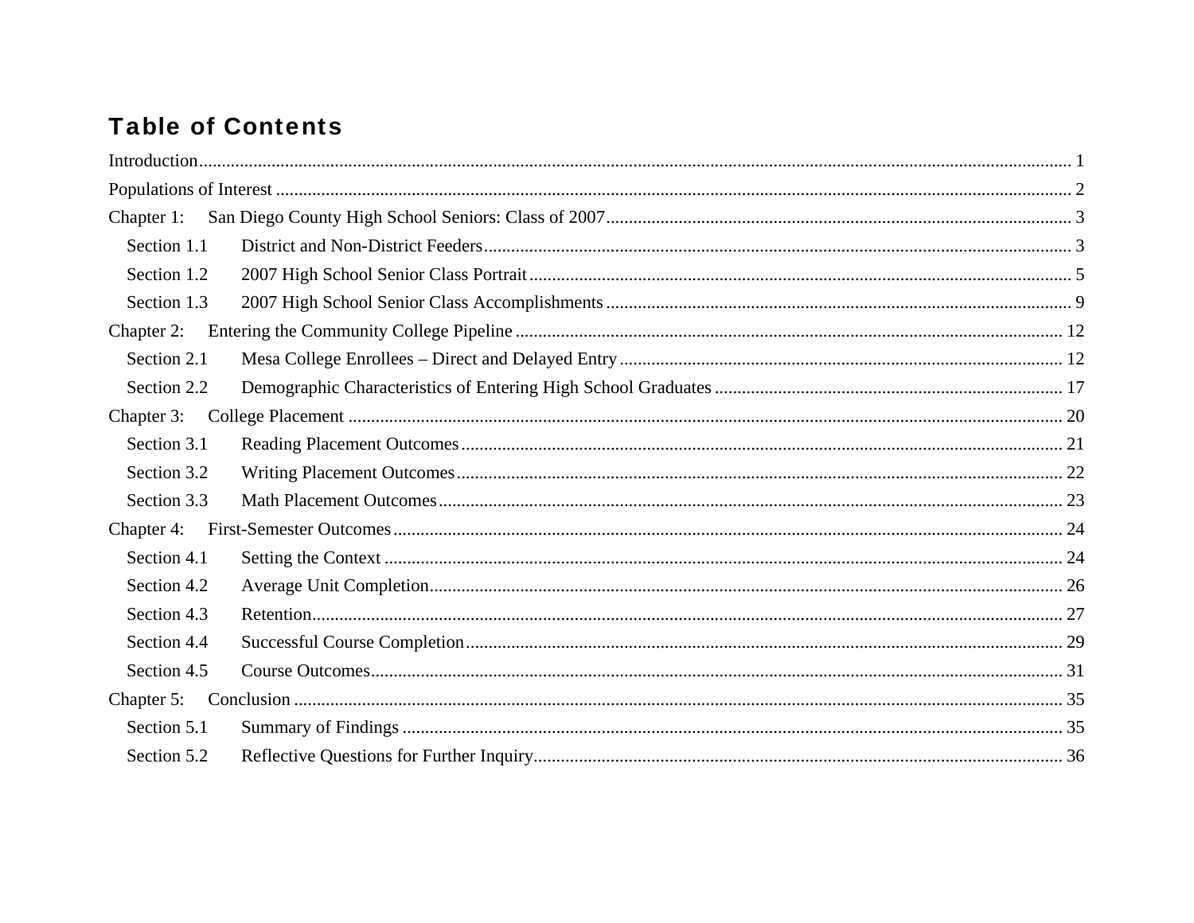# Table of Contents

Introduction ..... 1

Populations of Interest ..... 2

Chapter 1: San Diego County High School Seniors: Class of 2007 ..... 3

- Section 1.1 District and Non-District Feeders ..... 3
- Section 1.2 2007 High School Senior Class Portrait ..... 5
- Section 1.3 2007 High School Senior Class Accomplishments ..... 9

Chapter 2: Entering the Community College Pipeline ..... 12

- Section 2.1 Mesa College Enrollees – Direct and Delayed Entry ..... 12
- Section 2.2 Demographic Characteristics of Entering High School Graduates ..... 17

Chapter 3: College Placement ..... 20

- Section 3.1 Reading Placement Outcomes ..... 21
- Section 3.2 Writing Placement Outcomes ..... 22
- Section 3.3 Math Placement Outcomes ..... 23

Chapter 4: First-Semester Outcomes ..... 24

- Section 4.1 Setting the Context ..... 24
- Section 4.2 Average Unit Completion ..... 26
- Section 4.3 Retention ..... 27
- Section 4.4 Successful Course Completion ..... 29
- Section 4.5 Course Outcomes ..... 31

Chapter 5: Conclusion ..... 35

- Section 5.1 Summary of Findings ..... 35
- Section 5.2 Reflective Questions for Further Inquiry ..... 36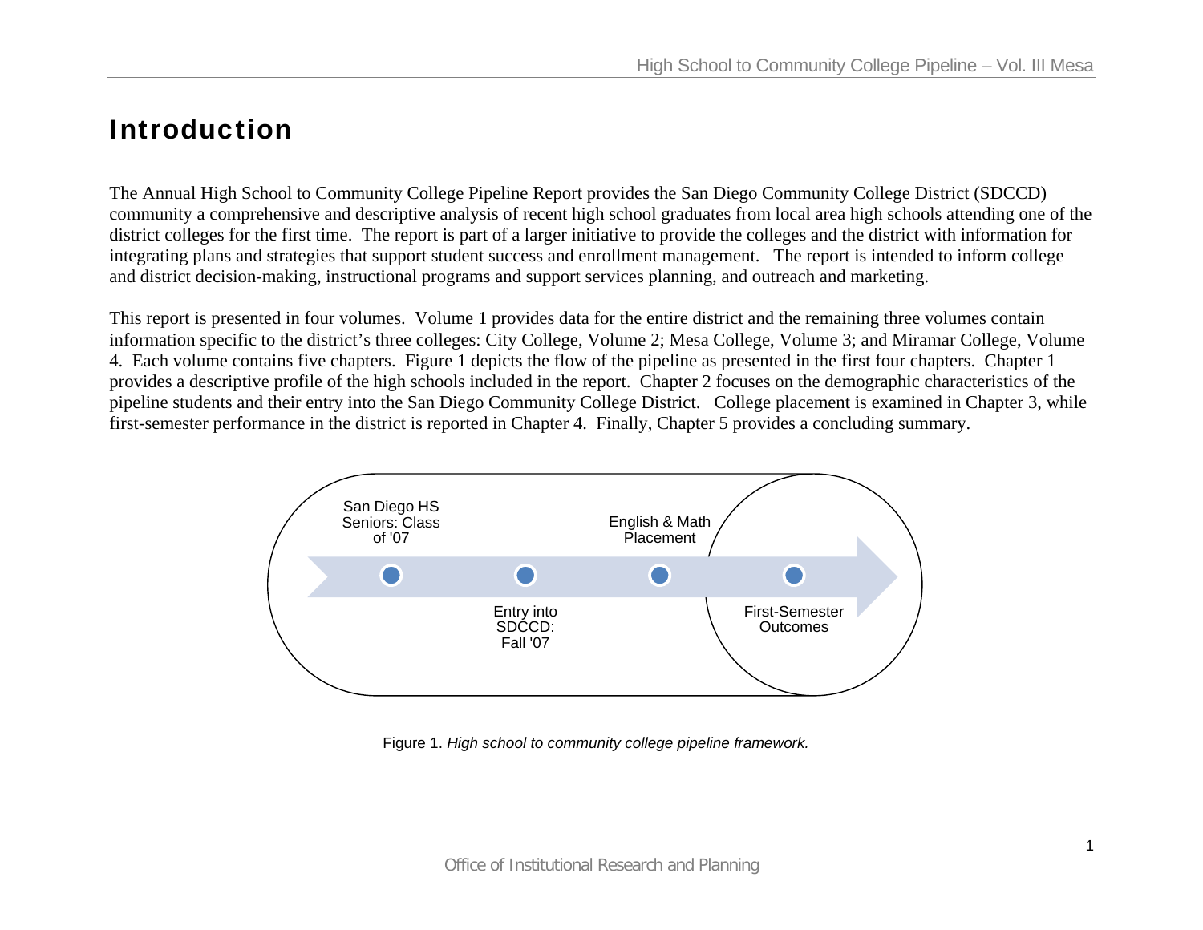# Introduction

The Annual High School to Community College Pipeline Report provides the San Diego Community College District (SDCCD) community a comprehensive and descriptive analysis of recent high school graduates from local area high schools attending one of the district colleges for the first time. The report is part of a larger initiative to provide the colleges and the district with information for integrating plans and strategies that support student success and enrollment management. The report is intended to inform college and district decision-making, instructional programs and support services planning, and outreach and marketing.

This report is presented in four volumes. Volume 1 provides data for the entire district and the remaining three volumes contain information specific to the district's three colleges: City College, Volume 2; Mesa College, Volume 3; and Miramar College, Volume 4. Each volume contains five chapters. Figure 1 depicts the flow of the pipeline as presented in the first four chapters. Chapter 1 provides a descriptive profile of the high schools included in the report. Chapter 2 focuses on the demographic characteristics of the pipeline students and their entry into the San Diego Community College District. College placement is examined in Chapter 3, while first-semester performance in the district is reported in Chapter 4. Finally, Chapter 5 provides a concluding summary.

San Diego HS Seniors: Class of '07 → Entry into SDCCD: Fall '07 → English & Math Placement → First-Semester Outcomes

Figure 1. *High school to community college pipeline framework.*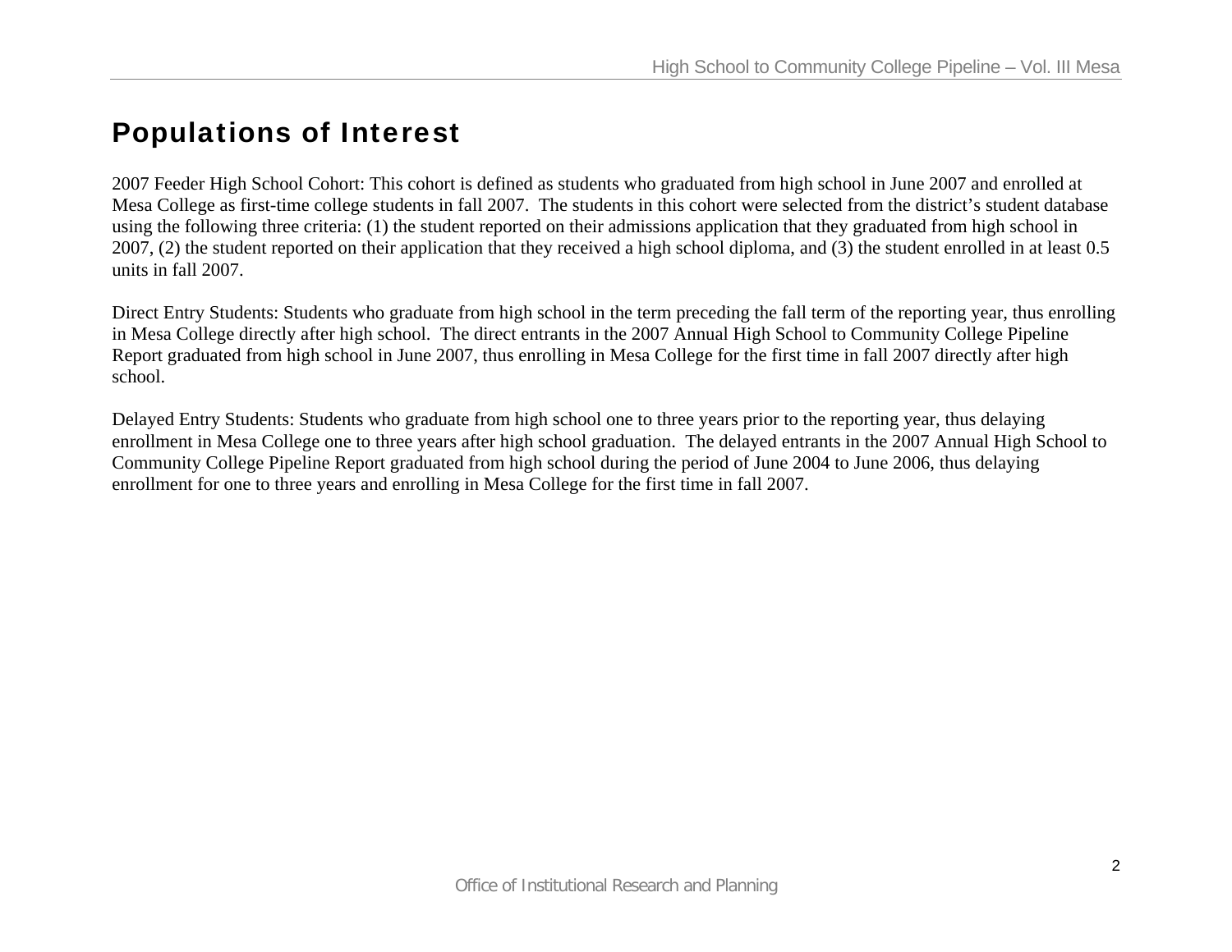# Populations of Interest

2007 Feeder High School Cohort: This cohort is defined as students who graduated from high school in June 2007 and enrolled at Mesa College as first-time college students in fall 2007. The students in this cohort were selected from the district's student database using the following three criteria: (1) the student reported on their admissions application that they graduated from high school in 2007, (2) the student reported on their application that they received a high school diploma, and (3) the student enrolled in at least 0.5 units in fall 2007.

Direct Entry Students: Students who graduate from high school in the term preceding the fall term of the reporting year, thus enrolling in Mesa College directly after high school. The direct entrants in the 2007 Annual High School to Community College Pipeline Report graduated from high school in June 2007, thus enrolling in Mesa College for the first time in fall 2007 directly after high school.

Delayed Entry Students: Students who graduate from high school one to three years prior to the reporting year, thus delaying enrollment in Mesa College one to three years after high school graduation. The delayed entrants in the 2007 Annual High School to Community College Pipeline Report graduated from high school during the period of June 2004 to June 2006, thus delaying enrollment for one to three years and enrolling in Mesa College for the first time in fall 2007.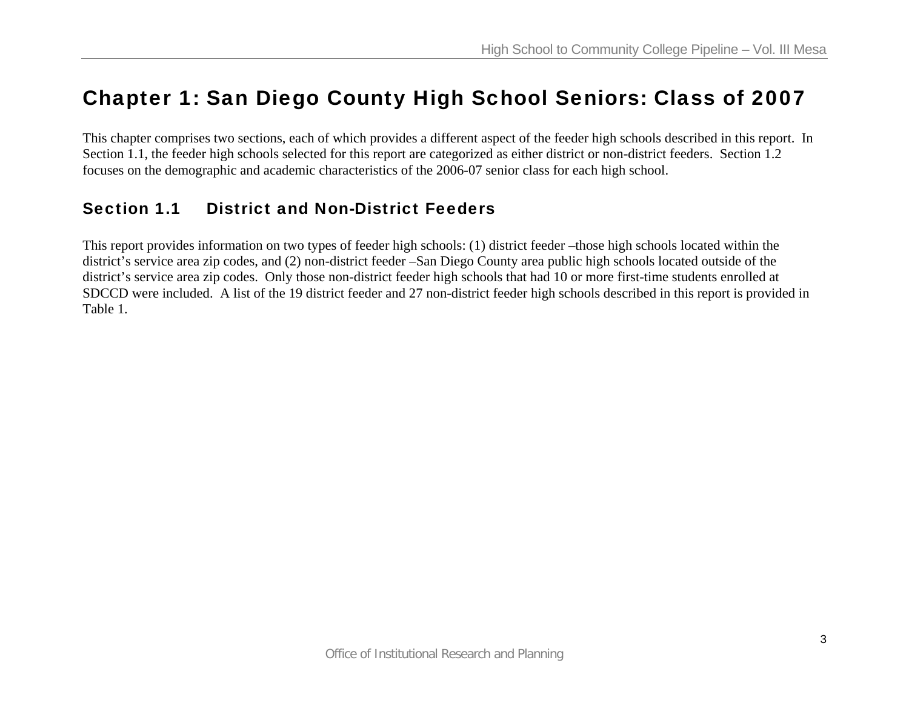# Chapter 1: San Diego County High School Seniors: Class of 2007

This chapter comprises two sections, each of which provides a different aspect of the feeder high schools described in this report. In Section 1.1, the feeder high schools selected for this report are categorized as either district or non-district feeders. Section 1.2 focuses on the demographic and academic characteristics of the 2006-07 senior class for each high school.

## Section 1.1 District and Non-District Feeders

This report provides information on two types of feeder high schools: (1) district feeder –those high schools located within the district's service area zip codes, and (2) non-district feeder –San Diego County area public high schools located outside of the district's service area zip codes. Only those non-district feeder high schools that had 10 or more first-time students enrolled at SDCCD were included. A list of the 19 district feeder and 27 non-district feeder high schools described in this report is provided in Table 1.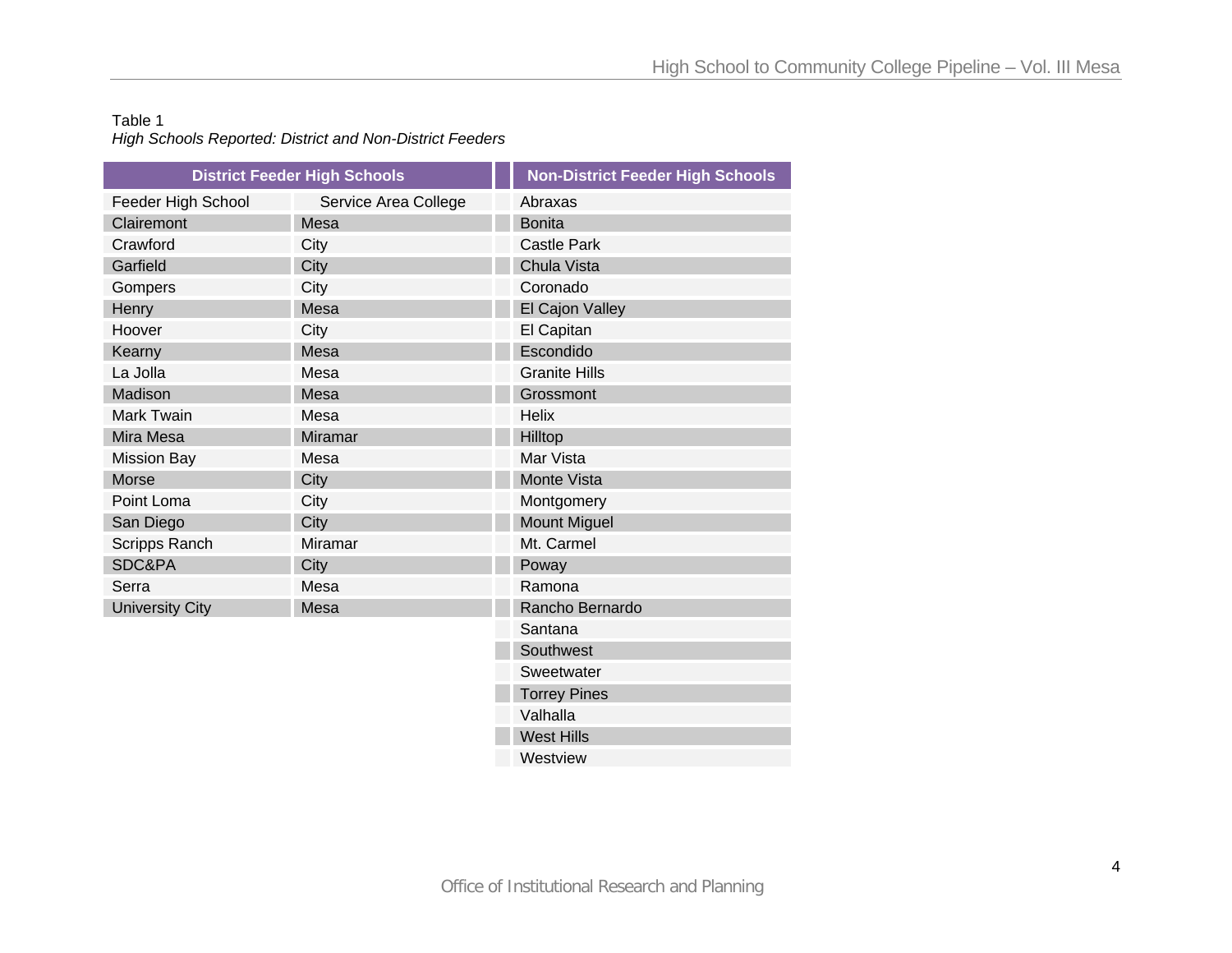Table 1
*High Schools Reported: District and Non-District Feeders*

| District Feeder High Schools | | Non-District Feeder High Schools |
|---|---|---|
| Feeder High School | Service Area College | Abraxas |
| Clairemont | Mesa | Bonita |
| Crawford | City | Castle Park |
| Garfield | City | Chula Vista |
| Gompers | City | Coronado |
| Henry | Mesa | El Cajon Valley |
| Hoover | City | El Capitan |
| Kearny | Mesa | Escondido |
| La Jolla | Mesa | Granite Hills |
| Madison | Mesa | Grossmont |
| Mark Twain | Mesa | Helix |
| Mira Mesa | Miramar | Hilltop |
| Mission Bay | Mesa | Mar Vista |
| Morse | City | Monte Vista |
| Point Loma | City | Montgomery |
| San Diego | City | Mount Miguel |
| Scripps Ranch | Miramar | Mt. Carmel |
| SDC&PA | City | Poway |
| Serra | Mesa | Ramona |
| University City | Mesa | Rancho Bernardo |
| | | Santana |
| | | Southwest |
| | | Sweetwater |
| | | Torrey Pines |
| | | Valhalla |
| | | West Hills |
| | | Westview |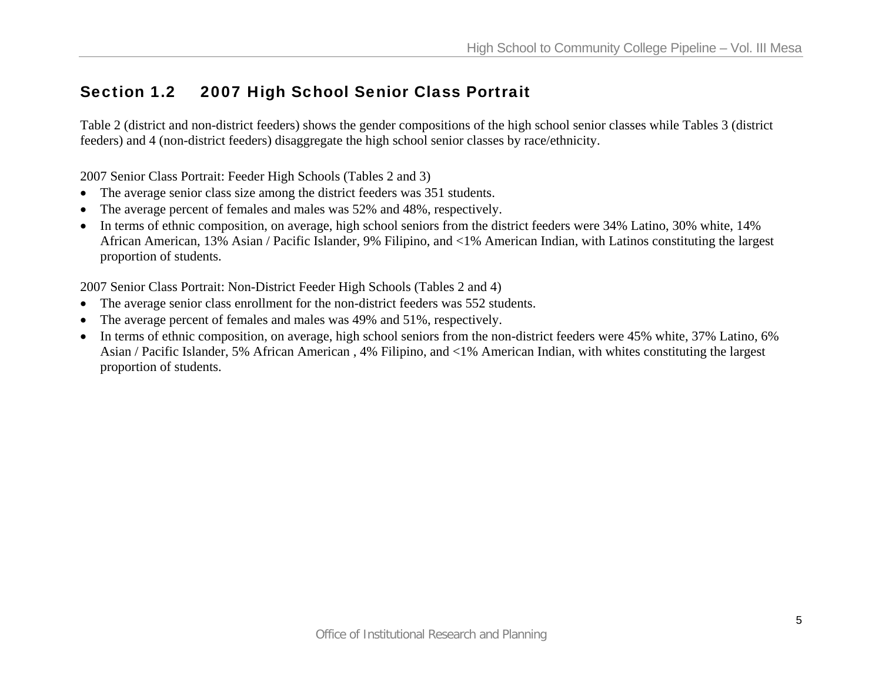## Section 1.2 2007 High School Senior Class Portrait

Table 2 (district and non-district feeders) shows the gender compositions of the high school senior classes while Tables 3 (district feeders) and 4 (non-district feeders) disaggregate the high school senior classes by race/ethnicity.

2007 Senior Class Portrait: Feeder High Schools (Tables 2 and 3)

- The average senior class size among the district feeders was 351 students.
- The average percent of females and males was 52% and 48%, respectively.
- In terms of ethnic composition, on average, high school seniors from the district feeders were 34% Latino, 30% white, 14% African American, 13% Asian / Pacific Islander, 9% Filipino, and <1% American Indian, with Latinos constituting the largest proportion of students.

2007 Senior Class Portrait: Non-District Feeder High Schools (Tables 2 and 4)

- The average senior class enrollment for the non-district feeders was 552 students.
- The average percent of females and males was 49% and 51%, respectively.
- In terms of ethnic composition, on average, high school seniors from the non-district feeders were 45% white, 37% Latino, 6% Asian / Pacific Islander, 5% African American , 4% Filipino, and <1% American Indian, with whites constituting the largest proportion of students.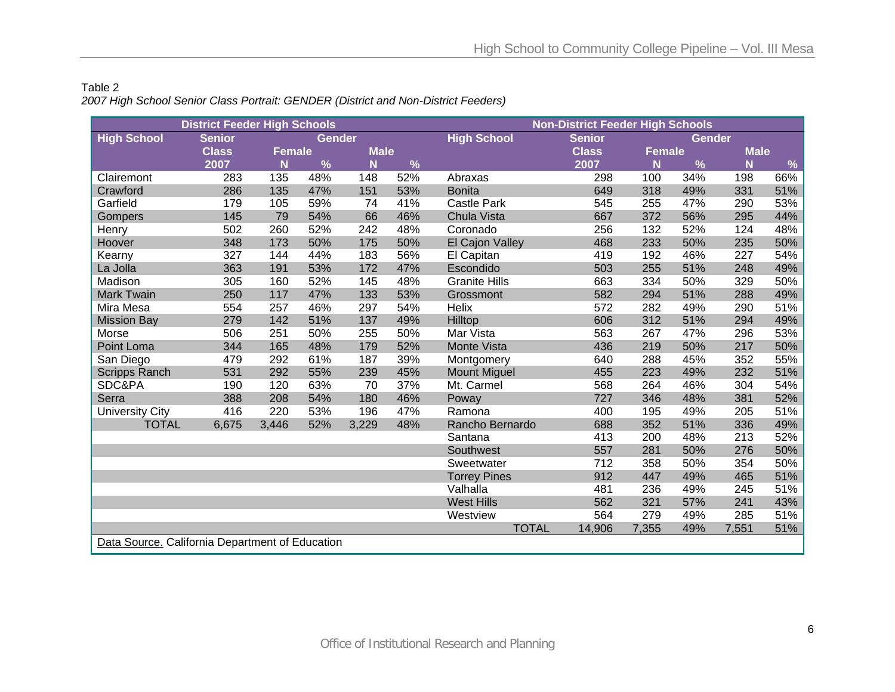Table 2

*2007 High School Senior Class Portrait: GENDER (District and Non-District Feeders)*

| District Feeder High Schools | | | | | | Non-District Feeder High Schools | | | | | |
|---|---|---|---|---|---|---|---|---|---|---|---|
| High School | Senior Class 2007 | Gender | | | | High School | Senior Class 2007 | Gender | | | |
| | | Female | | Male | | | | Female | | Male | |
| | | N | % | N | % | | | N | % | N | % |
| Clairemont | 283 | 135 | 48% | 148 | 52% | Abraxas | 298 | 100 | 34% | 198 | 66% |
| Crawford | 286 | 135 | 47% | 151 | 53% | Bonita | 649 | 318 | 49% | 331 | 51% |
| Garfield | 179 | 105 | 59% | 74 | 41% | Castle Park | 545 | 255 | 47% | 290 | 53% |
| Gompers | 145 | 79 | 54% | 66 | 46% | Chula Vista | 667 | 372 | 56% | 295 | 44% |
| Henry | 502 | 260 | 52% | 242 | 48% | Coronado | 256 | 132 | 52% | 124 | 48% |
| Hoover | 348 | 173 | 50% | 175 | 50% | El Cajon Valley | 468 | 233 | 50% | 235 | 50% |
| Kearny | 327 | 144 | 44% | 183 | 56% | El Capitan | 419 | 192 | 46% | 227 | 54% |
| La Jolla | 363 | 191 | 53% | 172 | 47% | Escondido | 503 | 255 | 51% | 248 | 49% |
| Madison | 305 | 160 | 52% | 145 | 48% | Granite Hills | 663 | 334 | 50% | 329 | 50% |
| Mark Twain | 250 | 117 | 47% | 133 | 53% | Grossmont | 582 | 294 | 51% | 288 | 49% |
| Mira Mesa | 554 | 257 | 46% | 297 | 54% | Helix | 572 | 282 | 49% | 290 | 51% |
| Mission Bay | 279 | 142 | 51% | 137 | 49% | Hilltop | 606 | 312 | 51% | 294 | 49% |
| Morse | 506 | 251 | 50% | 255 | 50% | Mar Vista | 563 | 267 | 47% | 296 | 53% |
| Point Loma | 344 | 165 | 48% | 179 | 52% | Monte Vista | 436 | 219 | 50% | 217 | 50% |
| San Diego | 479 | 292 | 61% | 187 | 39% | Montgomery | 640 | 288 | 45% | 352 | 55% |
| Scripps Ranch | 531 | 292 | 55% | 239 | 45% | Mount Miguel | 455 | 223 | 49% | 232 | 51% |
| SDC&PA | 190 | 120 | 63% | 70 | 37% | Mt. Carmel | 568 | 264 | 46% | 304 | 54% |
| Serra | 388 | 208 | 54% | 180 | 46% | Poway | 727 | 346 | 48% | 381 | 52% |
| University City | 416 | 220 | 53% | 196 | 47% | Ramona | 400 | 195 | 49% | 205 | 51% |
| TOTAL | 6,675 | 3,446 | 52% | 3,229 | 48% | Rancho Bernardo | 688 | 352 | 51% | 336 | 49% |
| | | | | | | Santana | 413 | 200 | 48% | 213 | 52% |
| | | | | | | Southwest | 557 | 281 | 50% | 276 | 50% |
| | | | | | | Sweetwater | 712 | 358 | 50% | 354 | 50% |
| | | | | | | Torrey Pines | 912 | 447 | 49% | 465 | 51% |
| | | | | | | Valhalla | 481 | 236 | 49% | 245 | 51% |
| | | | | | | West Hills | 562 | 321 | 57% | 241 | 43% |
| | | | | | | Westview | 564 | 279 | 49% | 285 | 51% |
| | | | | | | TOTAL | 14,906 | 7,355 | 49% | 7,551 | 51% |

Data Source. California Department of Education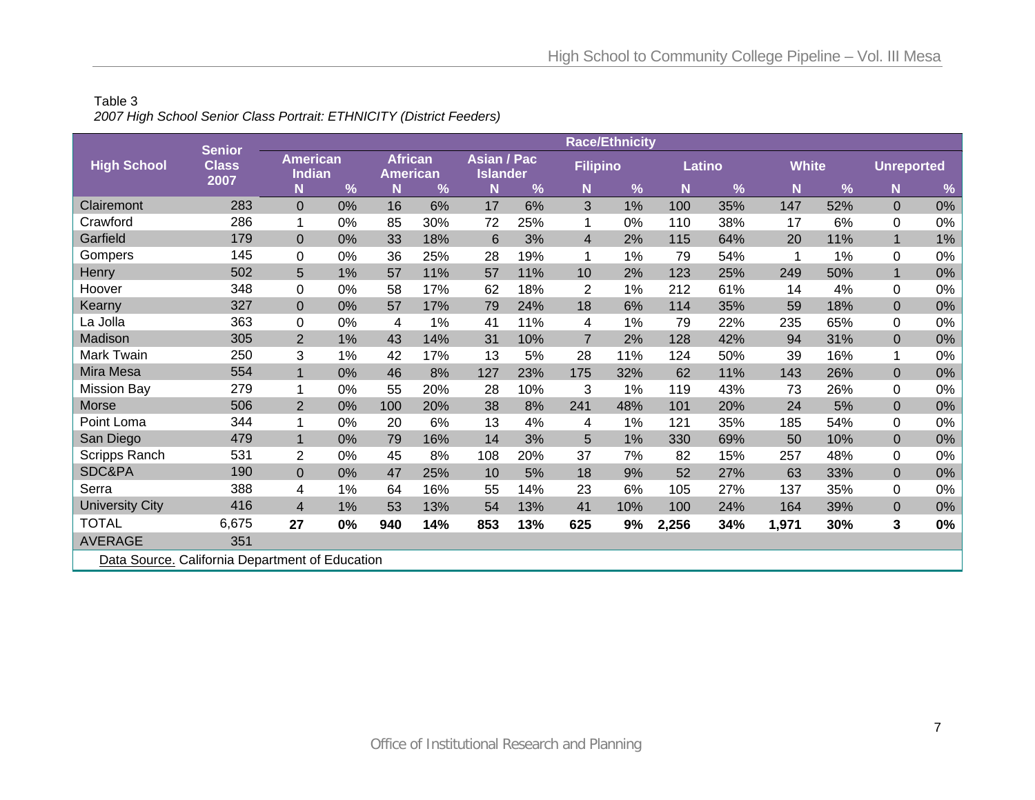Table 3

*2007 High School Senior Class Portrait: ETHNICITY (District Feeders)*

| High School | Senior Class 2007 | Race/Ethnicity | | | | | | | | | | | | | |
|---|---|---|---|---|---|---|---|---|---|---|---|---|---|---|---|
| | | American Indian | | African American | | Asian / Pac Islander | | Filipino | | Latino | | White | | Unreported | |
| | | N | % | N | % | N | % | N | % | N | % | N | % | N | % |
| Clairemont | 283 | 0 | 0% | 16 | 6% | 17 | 6% | 3 | 1% | 100 | 35% | 147 | 52% | 0 | 0% |
| Crawford | 286 | 1 | 0% | 85 | 30% | 72 | 25% | 1 | 0% | 110 | 38% | 17 | 6% | 0 | 0% |
| Garfield | 179 | 0 | 0% | 33 | 18% | 6 | 3% | 4 | 2% | 115 | 64% | 20 | 11% | 1 | 1% |
| Gompers | 145 | 0 | 0% | 36 | 25% | 28 | 19% | 1 | 1% | 79 | 54% | 1 | 1% | 0 | 0% |
| Henry | 502 | 5 | 1% | 57 | 11% | 57 | 11% | 10 | 2% | 123 | 25% | 249 | 50% | 1 | 0% |
| Hoover | 348 | 0 | 0% | 58 | 17% | 62 | 18% | 2 | 1% | 212 | 61% | 14 | 4% | 0 | 0% |
| Kearny | 327 | 0 | 0% | 57 | 17% | 79 | 24% | 18 | 6% | 114 | 35% | 59 | 18% | 0 | 0% |
| La Jolla | 363 | 0 | 0% | 4 | 1% | 41 | 11% | 4 | 1% | 79 | 22% | 235 | 65% | 0 | 0% |
| Madison | 305 | 2 | 1% | 43 | 14% | 31 | 10% | 7 | 2% | 128 | 42% | 94 | 31% | 0 | 0% |
| Mark Twain | 250 | 3 | 1% | 42 | 17% | 13 | 5% | 28 | 11% | 124 | 50% | 39 | 16% | 1 | 0% |
| Mira Mesa | 554 | 1 | 0% | 46 | 8% | 127 | 23% | 175 | 32% | 62 | 11% | 143 | 26% | 0 | 0% |
| Mission Bay | 279 | 1 | 0% | 55 | 20% | 28 | 10% | 3 | 1% | 119 | 43% | 73 | 26% | 0 | 0% |
| Morse | 506 | 2 | 0% | 100 | 20% | 38 | 8% | 241 | 48% | 101 | 20% | 24 | 5% | 0 | 0% |
| Point Loma | 344 | 1 | 0% | 20 | 6% | 13 | 4% | 4 | 1% | 121 | 35% | 185 | 54% | 0 | 0% |
| San Diego | 479 | 1 | 0% | 79 | 16% | 14 | 3% | 5 | 1% | 330 | 69% | 50 | 10% | 0 | 0% |
| Scripps Ranch | 531 | 2 | 0% | 45 | 8% | 108 | 20% | 37 | 7% | 82 | 15% | 257 | 48% | 0 | 0% |
| SDC&PA | 190 | 0 | 0% | 47 | 25% | 10 | 5% | 18 | 9% | 52 | 27% | 63 | 33% | 0 | 0% |
| Serra | 388 | 4 | 1% | 64 | 16% | 55 | 14% | 23 | 6% | 105 | 27% | 137 | 35% | 0 | 0% |
| University City | 416 | 4 | 1% | 53 | 13% | 54 | 13% | 41 | 10% | 100 | 24% | 164 | 39% | 0 | 0% |
| TOTAL | 6,675 | **27** | **0%** | **940** | **14%** | **853** | **13%** | **625** | **9%** | **2,256** | **34%** | **1,971** | **30%** | **3** | **0%** |
| AVERAGE | 351 | | | | | | | | | | | | | | |

Data Source. California Department of Education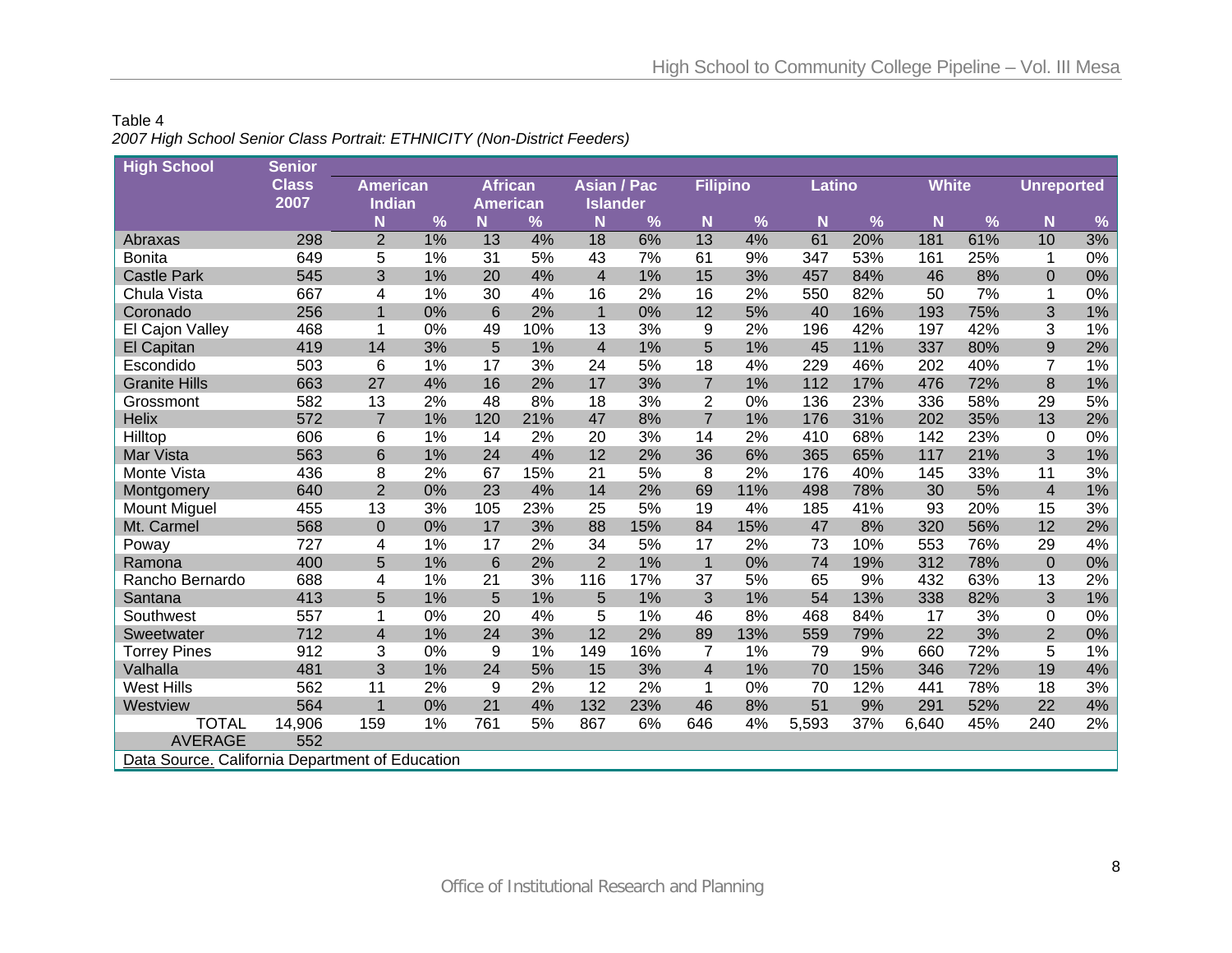Table 4

*2007 High School Senior Class Portrait: ETHNICITY (Non-District Feeders)*

| High School | Senior Class 2007 | American Indian | | African American | | Asian / Pac Islander | | Filipino | | Latino | | White | | Unreported | |
|---|---|---|---|---|---|---|---|---|---|---|---|---|---|---|---|
| | | N | % | N | % | N | % | N | % | N | % | N | % | N | % |
| Abraxas | 298 | 2 | 1% | 13 | 4% | 18 | 6% | 13 | 4% | 61 | 20% | 181 | 61% | 10 | 3% |
| Bonita | 649 | 5 | 1% | 31 | 5% | 43 | 7% | 61 | 9% | 347 | 53% | 161 | 25% | 1 | 0% |
| Castle Park | 545 | 3 | 1% | 20 | 4% | 4 | 1% | 15 | 3% | 457 | 84% | 46 | 8% | 0 | 0% |
| Chula Vista | 667 | 4 | 1% | 30 | 4% | 16 | 2% | 16 | 2% | 550 | 82% | 50 | 7% | 1 | 0% |
| Coronado | 256 | 1 | 0% | 6 | 2% | 1 | 0% | 12 | 5% | 40 | 16% | 193 | 75% | 3 | 1% |
| El Cajon Valley | 468 | 1 | 0% | 49 | 10% | 13 | 3% | 9 | 2% | 196 | 42% | 197 | 42% | 3 | 1% |
| El Capitan | 419 | 14 | 3% | 5 | 1% | 4 | 1% | 5 | 1% | 45 | 11% | 337 | 80% | 9 | 2% |
| Escondido | 503 | 6 | 1% | 17 | 3% | 24 | 5% | 18 | 4% | 229 | 46% | 202 | 40% | 7 | 1% |
| Granite Hills | 663 | 27 | 4% | 16 | 2% | 17 | 3% | 7 | 1% | 112 | 17% | 476 | 72% | 8 | 1% |
| Grossmont | 582 | 13 | 2% | 48 | 8% | 18 | 3% | 2 | 0% | 136 | 23% | 336 | 58% | 29 | 5% |
| Helix | 572 | 7 | 1% | 120 | 21% | 47 | 8% | 7 | 1% | 176 | 31% | 202 | 35% | 13 | 2% |
| Hilltop | 606 | 6 | 1% | 14 | 2% | 20 | 3% | 14 | 2% | 410 | 68% | 142 | 23% | 0 | 0% |
| Mar Vista | 563 | 6 | 1% | 24 | 4% | 12 | 2% | 36 | 6% | 365 | 65% | 117 | 21% | 3 | 1% |
| Monte Vista | 436 | 8 | 2% | 67 | 15% | 21 | 5% | 8 | 2% | 176 | 40% | 145 | 33% | 11 | 3% |
| Montgomery | 640 | 2 | 0% | 23 | 4% | 14 | 2% | 69 | 11% | 498 | 78% | 30 | 5% | 4 | 1% |
| Mount Miguel | 455 | 13 | 3% | 105 | 23% | 25 | 5% | 19 | 4% | 185 | 41% | 93 | 20% | 15 | 3% |
| Mt. Carmel | 568 | 0 | 0% | 17 | 3% | 88 | 15% | 84 | 15% | 47 | 8% | 320 | 56% | 12 | 2% |
| Poway | 727 | 4 | 1% | 17 | 2% | 34 | 5% | 17 | 2% | 73 | 10% | 553 | 76% | 29 | 4% |
| Ramona | 400 | 5 | 1% | 6 | 2% | 2 | 1% | 1 | 0% | 74 | 19% | 312 | 78% | 0 | 0% |
| Rancho Bernardo | 688 | 4 | 1% | 21 | 3% | 116 | 17% | 37 | 5% | 65 | 9% | 432 | 63% | 13 | 2% |
| Santana | 413 | 5 | 1% | 5 | 1% | 5 | 1% | 3 | 1% | 54 | 13% | 338 | 82% | 3 | 1% |
| Southwest | 557 | 1 | 0% | 20 | 4% | 5 | 1% | 46 | 8% | 468 | 84% | 17 | 3% | 0 | 0% |
| Sweetwater | 712 | 4 | 1% | 24 | 3% | 12 | 2% | 89 | 13% | 559 | 79% | 22 | 3% | 2 | 0% |
| Torrey Pines | 912 | 3 | 0% | 9 | 1% | 149 | 16% | 7 | 1% | 79 | 9% | 660 | 72% | 5 | 1% |
| Valhalla | 481 | 3 | 1% | 24 | 5% | 15 | 3% | 4 | 1% | 70 | 15% | 346 | 72% | 19 | 4% |
| West Hills | 562 | 11 | 2% | 9 | 2% | 12 | 2% | 1 | 0% | 70 | 12% | 441 | 78% | 18 | 3% |
| Westview | 564 | 1 | 0% | 21 | 4% | 132 | 23% | 46 | 8% | 51 | 9% | 291 | 52% | 22 | 4% |
| TOTAL | 14,906 | 159 | 1% | 761 | 5% | 867 | 6% | 646 | 4% | 5,593 | 37% | 6,640 | 45% | 240 | 2% |
| AVERAGE | 552 | | | | | | | | | | | | | | |

Data Source. California Department of Education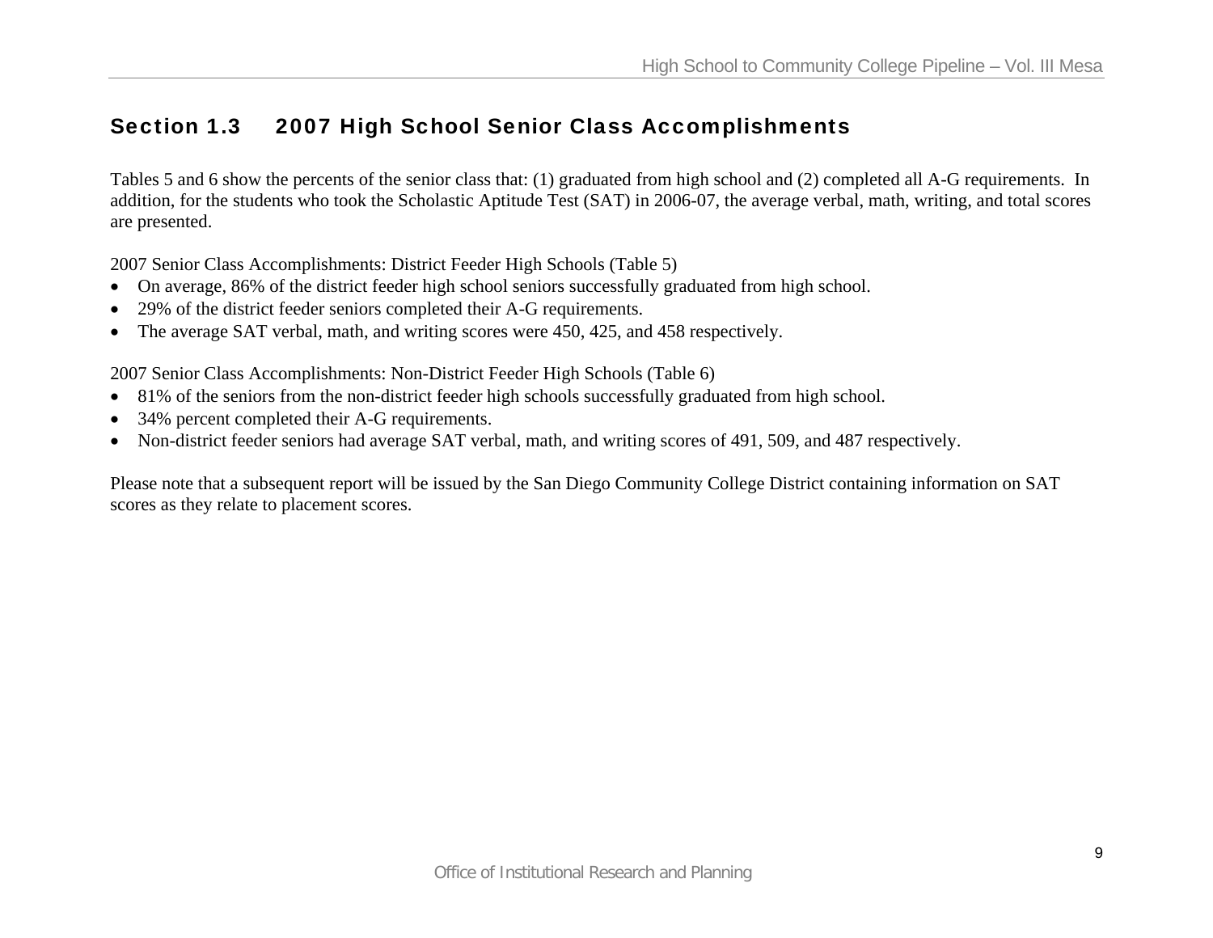## Section 1.3 2007 High School Senior Class Accomplishments

Tables 5 and 6 show the percents of the senior class that: (1) graduated from high school and (2) completed all A-G requirements. In addition, for the students who took the Scholastic Aptitude Test (SAT) in 2006-07, the average verbal, math, writing, and total scores are presented.

2007 Senior Class Accomplishments: District Feeder High Schools (Table 5)

- On average, 86% of the district feeder high school seniors successfully graduated from high school.
- 29% of the district feeder seniors completed their A-G requirements.
- The average SAT verbal, math, and writing scores were 450, 425, and 458 respectively.

2007 Senior Class Accomplishments: Non-District Feeder High Schools (Table 6)

- 81% of the seniors from the non-district feeder high schools successfully graduated from high school.
- 34% percent completed their A-G requirements.
- Non-district feeder seniors had average SAT verbal, math, and writing scores of 491, 509, and 487 respectively.

Please note that a subsequent report will be issued by the San Diego Community College District containing information on SAT scores as they relate to placement scores.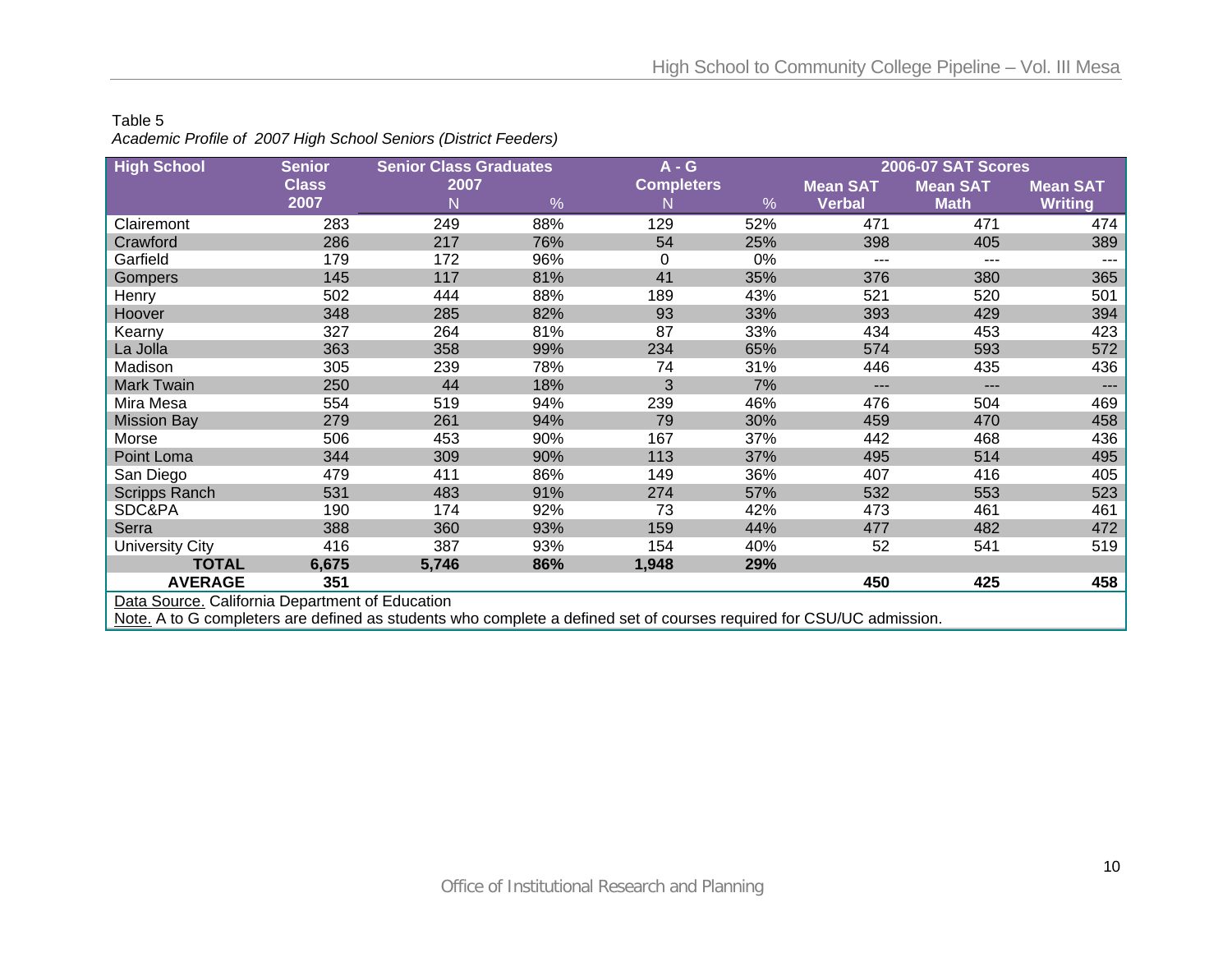Table 5

*Academic Profile of 2007 High School Seniors (District Feeders)*

| High School | Senior Class 2007 | Senior Class Graduates 2007 | | A - G Completers | | 2006-07 SAT Scores | | |
|---|---|---|---|---|---|---|---|---|
| | | N | % | N | % | Mean SAT Verbal | Mean SAT Math | Mean SAT Writing |
| Clairemont | 283 | 249 | 88% | 129 | 52% | 471 | 471 | 474 |
| Crawford | 286 | 217 | 76% | 54 | 25% | 398 | 405 | 389 |
| Garfield | 179 | 172 | 96% | 0 | 0% | --- | --- | --- |
| Gompers | 145 | 117 | 81% | 41 | 35% | 376 | 380 | 365 |
| Henry | 502 | 444 | 88% | 189 | 43% | 521 | 520 | 501 |
| Hoover | 348 | 285 | 82% | 93 | 33% | 393 | 429 | 394 |
| Kearny | 327 | 264 | 81% | 87 | 33% | 434 | 453 | 423 |
| La Jolla | 363 | 358 | 99% | 234 | 65% | 574 | 593 | 572 |
| Madison | 305 | 239 | 78% | 74 | 31% | 446 | 435 | 436 |
| Mark Twain | 250 | 44 | 18% | 3 | 7% | --- | --- | --- |
| Mira Mesa | 554 | 519 | 94% | 239 | 46% | 476 | 504 | 469 |
| Mission Bay | 279 | 261 | 94% | 79 | 30% | 459 | 470 | 458 |
| Morse | 506 | 453 | 90% | 167 | 37% | 442 | 468 | 436 |
| Point Loma | 344 | 309 | 90% | 113 | 37% | 495 | 514 | 495 |
| San Diego | 479 | 411 | 86% | 149 | 36% | 407 | 416 | 405 |
| Scripps Ranch | 531 | 483 | 91% | 274 | 57% | 532 | 553 | 523 |
| SDC&PA | 190 | 174 | 92% | 73 | 42% | 473 | 461 | 461 |
| Serra | 388 | 360 | 93% | 159 | 44% | 477 | 482 | 472 |
| University City | 416 | 387 | 93% | 154 | 40% | 52 | 541 | 519 |
| **TOTAL** | **6,675** | **5,746** | **86%** | **1,948** | **29%** | | | |
| **AVERAGE** | **351** | | | | | **450** | **425** | **458** |

Data Source. California Department of Education

Note. A to G completers are defined as students who complete a defined set of courses required for CSU/UC admission.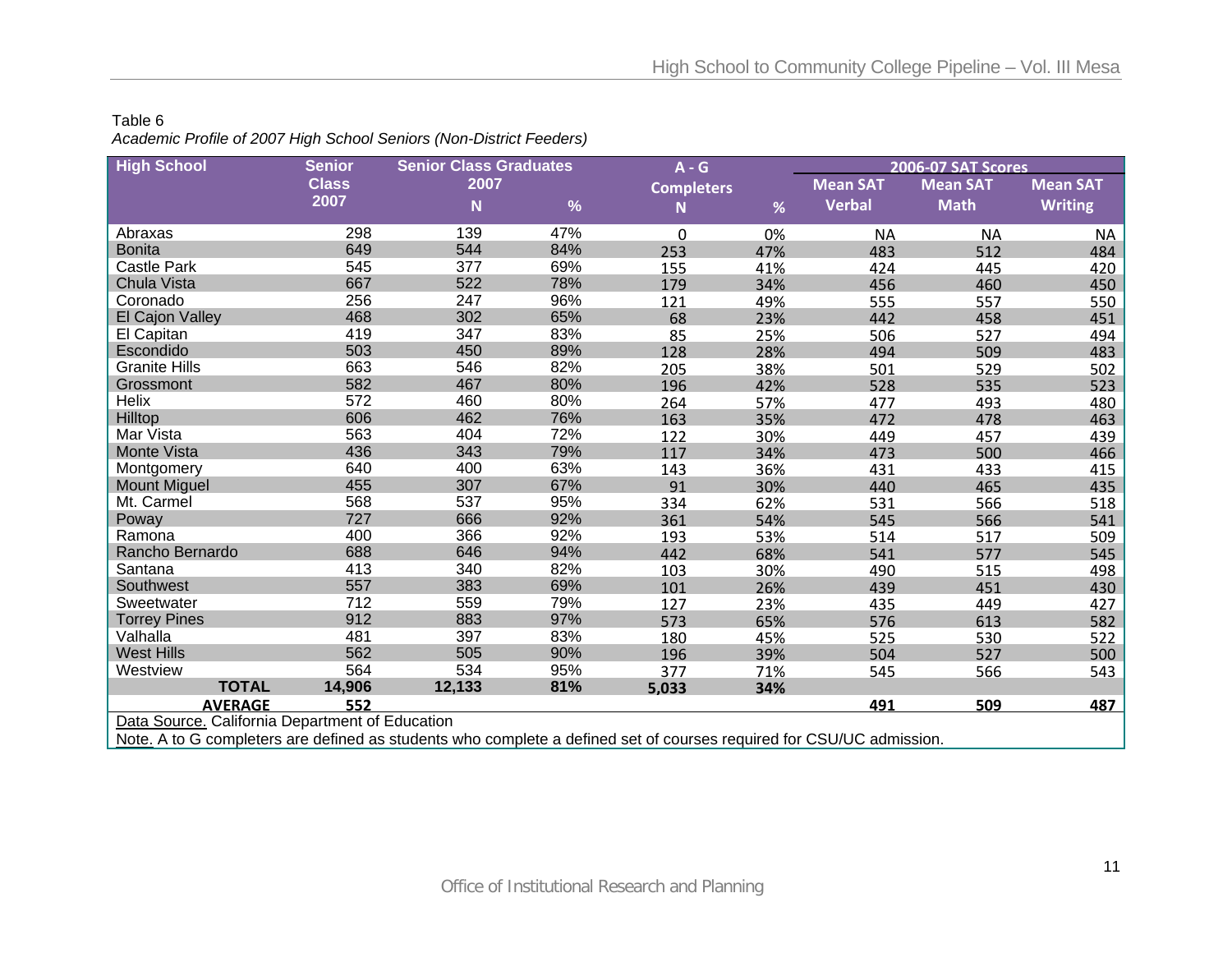Table 6

*Academic Profile of 2007 High School Seniors (Non-District Feeders)*

| High School | Senior Class 2007 | Senior Class Graduates 2007 | | A - G Completers | | 2006-07 SAT Scores | | |
|---|---|---|---|---|---|---|---|---|
| | | N | % | N | % | Mean SAT Verbal | Mean SAT Math | Mean SAT Writing |
| Abraxas | 298 | 139 | 47% | 0 | 0% | NA | NA | NA |
| Bonita | 649 | 544 | 84% | 253 | 47% | 483 | 512 | 484 |
| Castle Park | 545 | 377 | 69% | 155 | 41% | 424 | 445 | 420 |
| Chula Vista | 667 | 522 | 78% | 179 | 34% | 456 | 460 | 450 |
| Coronado | 256 | 247 | 96% | 121 | 49% | 555 | 557 | 550 |
| El Cajon Valley | 468 | 302 | 65% | 68 | 23% | 442 | 458 | 451 |
| El Capitan | 419 | 347 | 83% | 85 | 25% | 506 | 527 | 494 |
| Escondido | 503 | 450 | 89% | 128 | 28% | 494 | 509 | 483 |
| Granite Hills | 663 | 546 | 82% | 205 | 38% | 501 | 529 | 502 |
| Grossmont | 582 | 467 | 80% | 196 | 42% | 528 | 535 | 523 |
| Helix | 572 | 460 | 80% | 264 | 57% | 477 | 493 | 480 |
| Hilltop | 606 | 462 | 76% | 163 | 35% | 472 | 478 | 463 |
| Mar Vista | 563 | 404 | 72% | 122 | 30% | 449 | 457 | 439 |
| Monte Vista | 436 | 343 | 79% | 117 | 34% | 473 | 500 | 466 |
| Montgomery | 640 | 400 | 63% | 143 | 36% | 431 | 433 | 415 |
| Mount Miguel | 455 | 307 | 67% | 91 | 30% | 440 | 465 | 435 |
| Mt. Carmel | 568 | 537 | 95% | 334 | 62% | 531 | 566 | 518 |
| Poway | 727 | 666 | 92% | 361 | 54% | 545 | 566 | 541 |
| Ramona | 400 | 366 | 92% | 193 | 53% | 514 | 517 | 509 |
| Rancho Bernardo | 688 | 646 | 94% | 442 | 68% | 541 | 577 | 545 |
| Santana | 413 | 340 | 82% | 103 | 30% | 490 | 515 | 498 |
| Southwest | 557 | 383 | 69% | 101 | 26% | 439 | 451 | 430 |
| Sweetwater | 712 | 559 | 79% | 127 | 23% | 435 | 449 | 427 |
| Torrey Pines | 912 | 883 | 97% | 573 | 65% | 576 | 613 | 582 |
| Valhalla | 481 | 397 | 83% | 180 | 45% | 525 | 530 | 522 |
| West Hills | 562 | 505 | 90% | 196 | 39% | 504 | 527 | 500 |
| Westview | 564 | 534 | 95% | 377 | 71% | 545 | 566 | 543 |
| **TOTAL** | **14,906** | **12,133** | **81%** | **5,033** | **34%** | | | |
| **AVERAGE** | **552** | | | | | **491** | **509** | **487** |

Data Source. California Department of Education

Note. A to G completers are defined as students who complete a defined set of courses required for CSU/UC admission.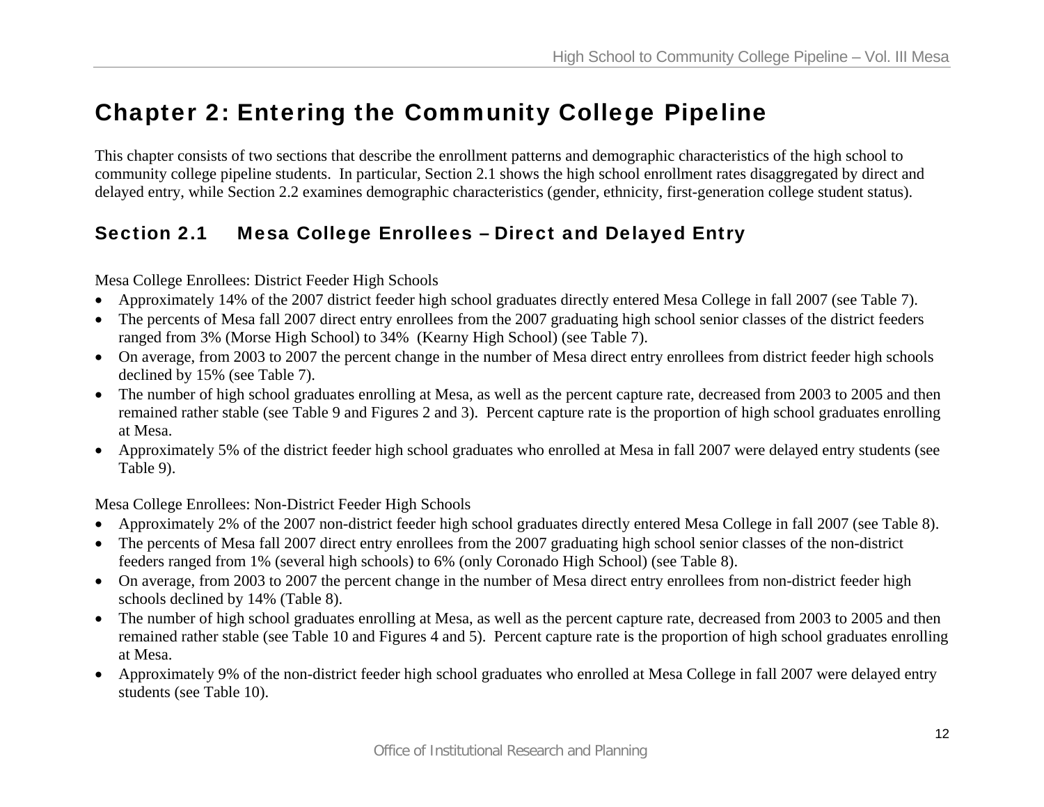# Chapter 2: Entering the Community College Pipeline

This chapter consists of two sections that describe the enrollment patterns and demographic characteristics of the high school to community college pipeline students. In particular, Section 2.1 shows the high school enrollment rates disaggregated by direct and delayed entry, while Section 2.2 examines demographic characteristics (gender, ethnicity, first-generation college student status).

## Section 2.1 Mesa College Enrollees – Direct and Delayed Entry

Mesa College Enrollees: District Feeder High Schools

- Approximately 14% of the 2007 district feeder high school graduates directly entered Mesa College in fall 2007 (see Table 7).
- The percents of Mesa fall 2007 direct entry enrollees from the 2007 graduating high school senior classes of the district feeders ranged from 3% (Morse High School) to 34% (Kearny High School) (see Table 7).
- On average, from 2003 to 2007 the percent change in the number of Mesa direct entry enrollees from district feeder high schools declined by 15% (see Table 7).
- The number of high school graduates enrolling at Mesa, as well as the percent capture rate, decreased from 2003 to 2005 and then remained rather stable (see Table 9 and Figures 2 and 3). Percent capture rate is the proportion of high school graduates enrolling at Mesa.
- Approximately 5% of the district feeder high school graduates who enrolled at Mesa in fall 2007 were delayed entry students (see Table 9).

Mesa College Enrollees: Non-District Feeder High Schools

- Approximately 2% of the 2007 non-district feeder high school graduates directly entered Mesa College in fall 2007 (see Table 8).
- The percents of Mesa fall 2007 direct entry enrollees from the 2007 graduating high school senior classes of the non-district feeders ranged from 1% (several high schools) to 6% (only Coronado High School) (see Table 8).
- On average, from 2003 to 2007 the percent change in the number of Mesa direct entry enrollees from non-district feeder high schools declined by 14% (Table 8).
- The number of high school graduates enrolling at Mesa, as well as the percent capture rate, decreased from 2003 to 2005 and then remained rather stable (see Table 10 and Figures 4 and 5). Percent capture rate is the proportion of high school graduates enrolling at Mesa.
- Approximately 9% of the non-district feeder high school graduates who enrolled at Mesa College in fall 2007 were delayed entry students (see Table 10).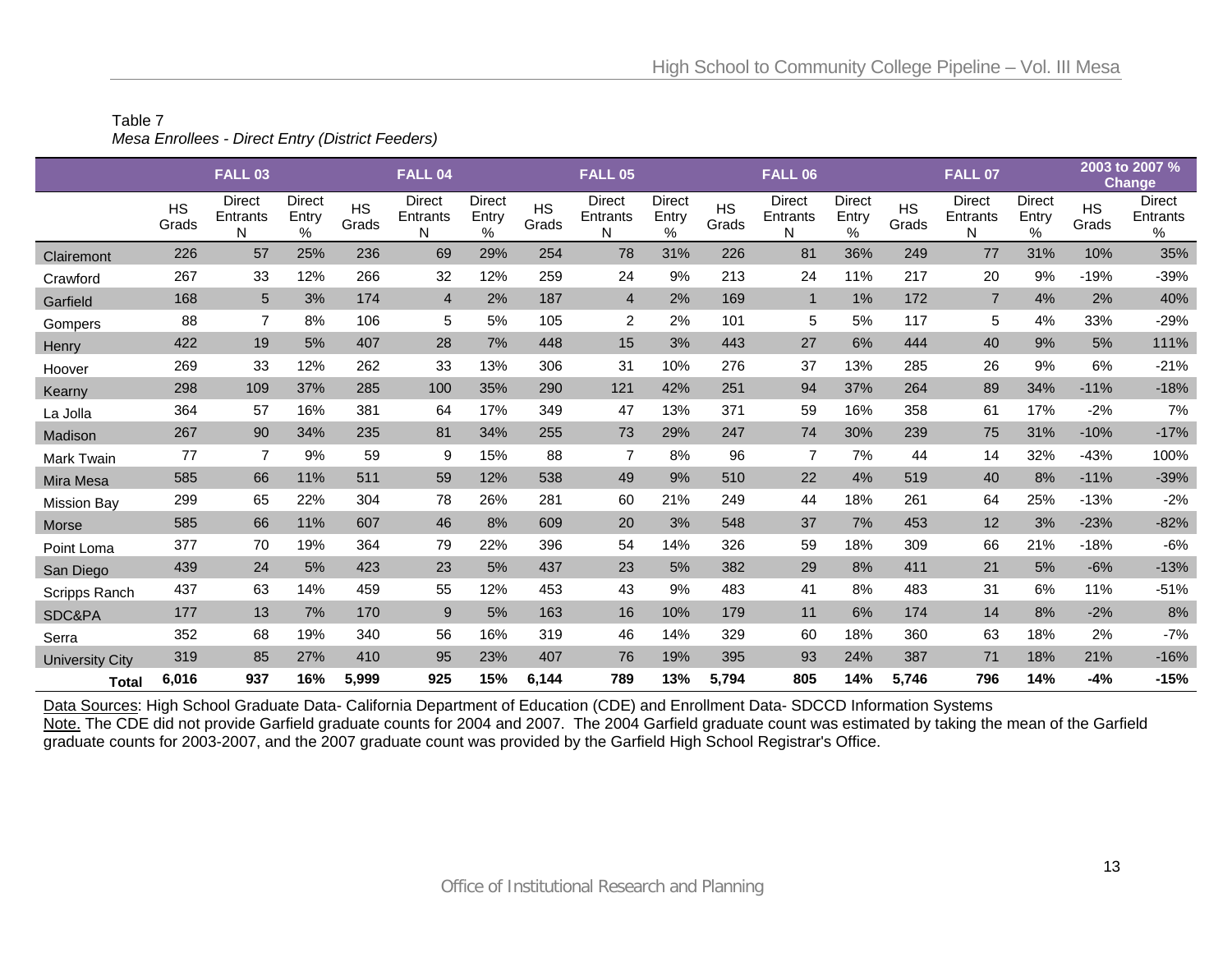Table 7
*Mesa Enrollees - Direct Entry (District Feeders)*

| | FALL 03 | | | FALL 04 | | | FALL 05 | | | FALL 06 | | | FALL 07 | | | 2003 to 2007 % Change | |
|---|---|---|---|---|---|---|---|---|---|---|---|---|---|---|---|---|---|
| | HS Grads | Direct Entrants N | Direct Entry % | HS Grads | Direct Entrants N | Direct Entry % | HS Grads | Direct Entrants N | Direct Entry % | HS Grads | Direct Entrants N | Direct Entry % | HS Grads | Direct Entrants N | Direct Entry % | HS Grads | Direct Entrants % |
| Clairemont | 226 | 57 | 25% | 236 | 69 | 29% | 254 | 78 | 31% | 226 | 81 | 36% | 249 | 77 | 31% | 10% | 35% |
| Crawford | 267 | 33 | 12% | 266 | 32 | 12% | 259 | 24 | 9% | 213 | 24 | 11% | 217 | 20 | 9% | -19% | -39% |
| Garfield | 168 | 5 | 3% | 174 | 4 | 2% | 187 | 4 | 2% | 169 | 1 | 1% | 172 | 7 | 4% | 2% | 40% |
| Gompers | 88 | 7 | 8% | 106 | 5 | 5% | 105 | 2 | 2% | 101 | 5 | 5% | 117 | 5 | 4% | 33% | -29% |
| Henry | 422 | 19 | 5% | 407 | 28 | 7% | 448 | 15 | 3% | 443 | 27 | 6% | 444 | 40 | 9% | 5% | 111% |
| Hoover | 269 | 33 | 12% | 262 | 33 | 13% | 306 | 31 | 10% | 276 | 37 | 13% | 285 | 26 | 9% | 6% | -21% |
| Kearny | 298 | 109 | 37% | 285 | 100 | 35% | 290 | 121 | 42% | 251 | 94 | 37% | 264 | 89 | 34% | -11% | -18% |
| La Jolla | 364 | 57 | 16% | 381 | 64 | 17% | 349 | 47 | 13% | 371 | 59 | 16% | 358 | 61 | 17% | -2% | 7% |
| Madison | 267 | 90 | 34% | 235 | 81 | 34% | 255 | 73 | 29% | 247 | 74 | 30% | 239 | 75 | 31% | -10% | -17% |
| Mark Twain | 77 | 7 | 9% | 59 | 9 | 15% | 88 | 7 | 8% | 96 | 7 | 7% | 44 | 14 | 32% | -43% | 100% |
| Mira Mesa | 585 | 66 | 11% | 511 | 59 | 12% | 538 | 49 | 9% | 510 | 22 | 4% | 519 | 40 | 8% | -11% | -39% |
| Mission Bay | 299 | 65 | 22% | 304 | 78 | 26% | 281 | 60 | 21% | 249 | 44 | 18% | 261 | 64 | 25% | -13% | -2% |
| Morse | 585 | 66 | 11% | 607 | 46 | 8% | 609 | 20 | 3% | 548 | 37 | 7% | 453 | 12 | 3% | -23% | -82% |
| Point Loma | 377 | 70 | 19% | 364 | 79 | 22% | 396 | 54 | 14% | 326 | 59 | 18% | 309 | 66 | 21% | -18% | -6% |
| San Diego | 439 | 24 | 5% | 423 | 23 | 5% | 437 | 23 | 5% | 382 | 29 | 8% | 411 | 21 | 5% | -6% | -13% |
| Scripps Ranch | 437 | 63 | 14% | 459 | 55 | 12% | 453 | 43 | 9% | 483 | 41 | 8% | 483 | 31 | 6% | 11% | -51% |
| SDC&PA | 177 | 13 | 7% | 170 | 9 | 5% | 163 | 16 | 10% | 179 | 11 | 6% | 174 | 14 | 8% | -2% | 8% |
| Serra | 352 | 68 | 19% | 340 | 56 | 16% | 319 | 46 | 14% | 329 | 60 | 18% | 360 | 63 | 18% | 2% | -7% |
| University City | 319 | 85 | 27% | 410 | 95 | 23% | 407 | 76 | 19% | 395 | 93 | 24% | 387 | 71 | 18% | 21% | -16% |
| **Total** | **6,016** | **937** | **16%** | **5,999** | **925** | **15%** | **6,144** | **789** | **13%** | **5,794** | **805** | **14%** | **5,746** | **796** | **14%** | **-4%** | **-15%** |

Data Sources: High School Graduate Data- California Department of Education (CDE) and Enrollment Data- SDCCD Information Systems
Note. The CDE did not provide Garfield graduate counts for 2004 and 2007. The 2004 Garfield graduate count was estimated by taking the mean of the Garfield graduate counts for 2003-2007, and the 2007 graduate count was provided by the Garfield High School Registrar's Office.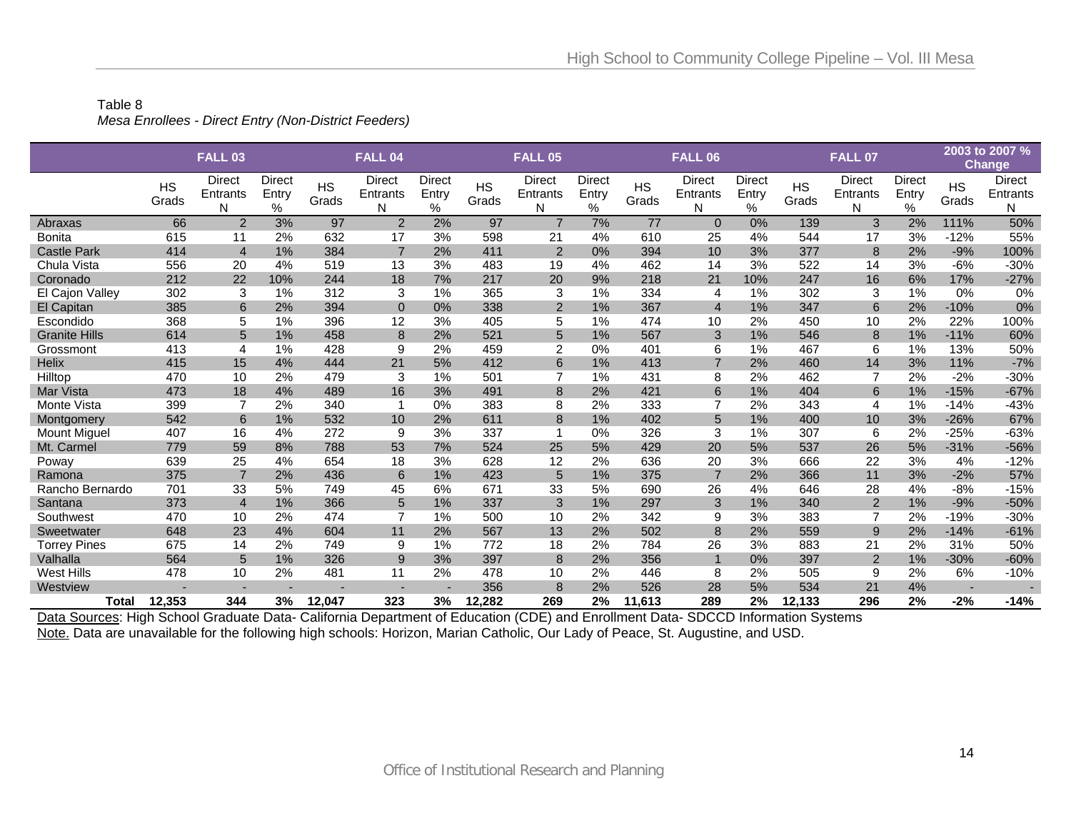Table 8

*Mesa Enrollees - Direct Entry (Non-District Feeders)*

| | FALL 03 | | | FALL 04 | | | FALL 05 | | | FALL 06 | | | FALL 07 | | | 2003 to 2007 % Change | |
|---|---|---|---|---|---|---|---|---|---|---|---|---|---|---|---|---|---|
| | HS Grads | Direct Entrants N | Direct Entry % | HS Grads | Direct Entrants N | Direct Entry % | HS Grads | Direct Entrants N | Direct Entry % | HS Grads | Direct Entrants N | Direct Entry % | HS Grads | Direct Entrants N | Direct Entry % | HS Grads | Direct Entrants N |
| Abraxas | 66 | 2 | 3% | 97 | 2 | 2% | 97 | 7 | 7% | 77 | 0 | 0% | 139 | 3 | 2% | 111% | 50% |
| Bonita | 615 | 11 | 2% | 632 | 17 | 3% | 598 | 21 | 4% | 610 | 25 | 4% | 544 | 17 | 3% | -12% | 55% |
| Castle Park | 414 | 4 | 1% | 384 | 7 | 2% | 411 | 2 | 0% | 394 | 10 | 3% | 377 | 8 | 2% | -9% | 100% |
| Chula Vista | 556 | 20 | 4% | 519 | 13 | 3% | 483 | 19 | 4% | 462 | 14 | 3% | 522 | 14 | 3% | -6% | -30% |
| Coronado | 212 | 22 | 10% | 244 | 18 | 7% | 217 | 20 | 9% | 218 | 21 | 10% | 247 | 16 | 6% | 17% | -27% |
| El Cajon Valley | 302 | 3 | 1% | 312 | 3 | 1% | 365 | 3 | 1% | 334 | 4 | 1% | 302 | 3 | 1% | 0% | 0% |
| El Capitan | 385 | 6 | 2% | 394 | 0 | 0% | 338 | 2 | 1% | 367 | 4 | 1% | 347 | 6 | 2% | -10% | 0% |
| Escondido | 368 | 5 | 1% | 396 | 12 | 3% | 405 | 5 | 1% | 474 | 10 | 2% | 450 | 10 | 2% | 22% | 100% |
| Granite Hills | 614 | 5 | 1% | 458 | 8 | 2% | 521 | 5 | 1% | 567 | 3 | 1% | 546 | 8 | 1% | -11% | 60% |
| Grossmont | 413 | 4 | 1% | 428 | 9 | 2% | 459 | 2 | 0% | 401 | 6 | 1% | 467 | 6 | 1% | 13% | 50% |
| Helix | 415 | 15 | 4% | 444 | 21 | 5% | 412 | 6 | 1% | 413 | 7 | 2% | 460 | 14 | 3% | 11% | -7% |
| Hilltop | 470 | 10 | 2% | 479 | 3 | 1% | 501 | 7 | 1% | 431 | 8 | 2% | 462 | 7 | 2% | -2% | -30% |
| Mar Vista | 473 | 18 | 4% | 489 | 16 | 3% | 491 | 8 | 2% | 421 | 6 | 1% | 404 | 6 | 1% | -15% | -67% |
| Monte Vista | 399 | 7 | 2% | 340 | 1 | 0% | 383 | 8 | 2% | 333 | 7 | 2% | 343 | 4 | 1% | -14% | -43% |
| Montgomery | 542 | 6 | 1% | 532 | 10 | 2% | 611 | 8 | 1% | 402 | 5 | 1% | 400 | 10 | 3% | -26% | 67% |
| Mount Miguel | 407 | 16 | 4% | 272 | 9 | 3% | 337 | 1 | 0% | 326 | 3 | 1% | 307 | 6 | 2% | -25% | -63% |
| Mt. Carmel | 779 | 59 | 8% | 788 | 53 | 7% | 524 | 25 | 5% | 429 | 20 | 5% | 537 | 26 | 5% | -31% | -56% |
| Poway | 639 | 25 | 4% | 654 | 18 | 3% | 628 | 12 | 2% | 636 | 20 | 3% | 666 | 22 | 3% | 4% | -12% |
| Ramona | 375 | 7 | 2% | 436 | 6 | 1% | 423 | 5 | 1% | 375 | 7 | 2% | 366 | 11 | 3% | -2% | 57% |
| Rancho Bernardo | 701 | 33 | 5% | 749 | 45 | 6% | 671 | 33 | 5% | 690 | 26 | 4% | 646 | 28 | 4% | -8% | -15% |
| Santana | 373 | 4 | 1% | 366 | 5 | 1% | 337 | 3 | 1% | 297 | 3 | 1% | 340 | 2 | 1% | -9% | -50% |
| Southwest | 470 | 10 | 2% | 474 | 7 | 1% | 500 | 10 | 2% | 342 | 9 | 3% | 383 | 7 | 2% | -19% | -30% |
| Sweetwater | 648 | 23 | 4% | 604 | 11 | 2% | 567 | 13 | 2% | 502 | 8 | 2% | 559 | 9 | 2% | -14% | -61% |
| Torrey Pines | 675 | 14 | 2% | 749 | 9 | 1% | 772 | 18 | 2% | 784 | 26 | 3% | 883 | 21 | 2% | 31% | 50% |
| Valhalla | 564 | 5 | 1% | 326 | 9 | 3% | 397 | 8 | 2% | 356 | 1 | 0% | 397 | 2 | 1% | -30% | -60% |
| West Hills | 478 | 10 | 2% | 481 | 11 | 2% | 478 | 10 | 2% | 446 | 8 | 2% | 505 | 9 | 2% | 6% | -10% |
| Westview | - | - | - | - | - | - | 356 | 8 | 2% | 526 | 28 | 5% | 534 | 21 | 4% | - | - |
| **Total** | **12,353** | **344** | **3%** | **12,047** | **323** | **3%** | **12,282** | **269** | **2%** | **11,613** | **289** | **2%** | **12,133** | **296** | **2%** | **-2%** | **-14%** |

Data Sources: High School Graduate Data- California Department of Education (CDE) and Enrollment Data- SDCCD Information Systems

Note. Data are unavailable for the following high schools: Horizon, Marian Catholic, Our Lady of Peace, St. Augustine, and USD.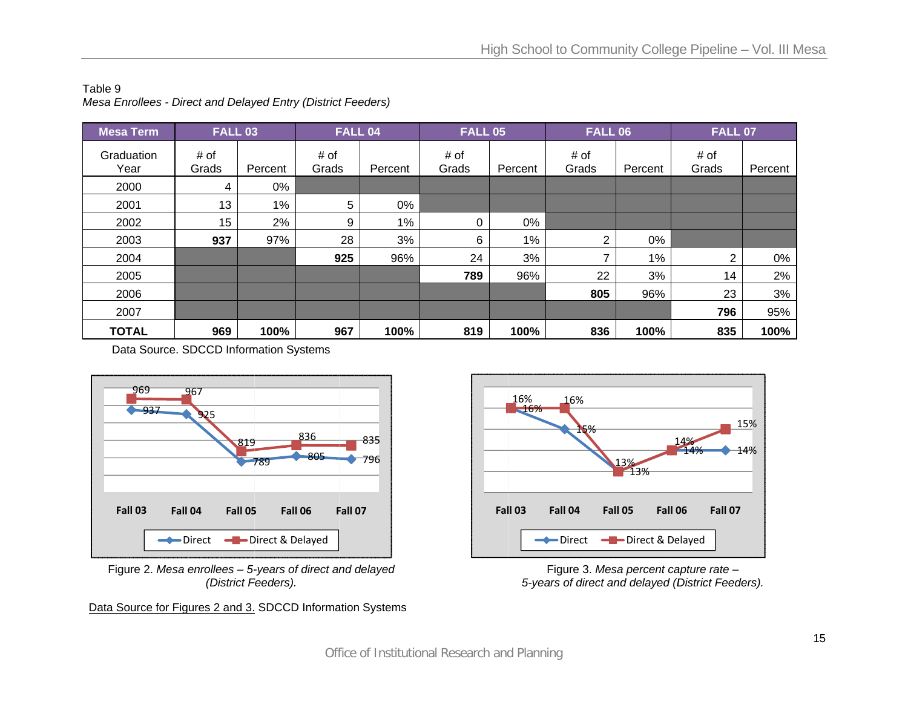Table 9

*Mesa Enrollees - Direct and Delayed Entry (District Feeders)*

| Mesa Term | FALL 03 | | FALL 04 | | FALL 05 | | FALL 06 | | FALL 07 | |
|---|---|---|---|---|---|---|---|---|---|---|
| Graduation Year | # of Grads | Percent | # of Grads | Percent | # of Grads | Percent | # of Grads | Percent | # of Grads | Percent |
| 2000 | 4 | 0% | | | | | | | | |
| 2001 | 13 | 1% | 5 | 0% | | | | | | |
| 2002 | 15 | 2% | 9 | 1% | 0 | 0% | | | | |
| 2003 | **937** | 97% | 28 | 3% | 6 | 1% | 2 | 0% | | |
| 2004 | | | **925** | 96% | 24 | 3% | 7 | 1% | 2 | 0% |
| 2005 | | | | | **789** | 96% | 22 | 3% | 14 | 2% |
| 2006 | | | | | | | **805** | 96% | 23 | 3% |
| 2007 | | | | | | | | | **796** | 95% |
| **TOTAL** | **969** | **100%** | **967** | **100%** | **819** | **100%** | **836** | **100%** | **835** | **100%** |

Data Source. SDCCD Information Systems

| | Fall 03 | Fall 04 | Fall 05 | Fall 06 | Fall 07 |
|---|---|---|---|---|---|
| Direct | 937 | 925 | 789 | 805 | 796 |
| Direct & Delayed | 969 | 967 | 819 | 836 | 835 |

Figure 2. *Mesa enrollees – 5-years of direct and delayed (District Feeders).*

| | Fall 03 | Fall 04 | Fall 05 | Fall 06 | Fall 07 |
|---|---|---|---|---|---|
| Direct | 16% | 15% | 13% | 14% | 14% |
| Direct & Delayed | 16% | 16% | 13% | 14% | 15% |

Figure 3. *Mesa percent capture rate – 5-years of direct and delayed (District Feeders).*

Data Source for Figures 2 and 3. SDCCD Information Systems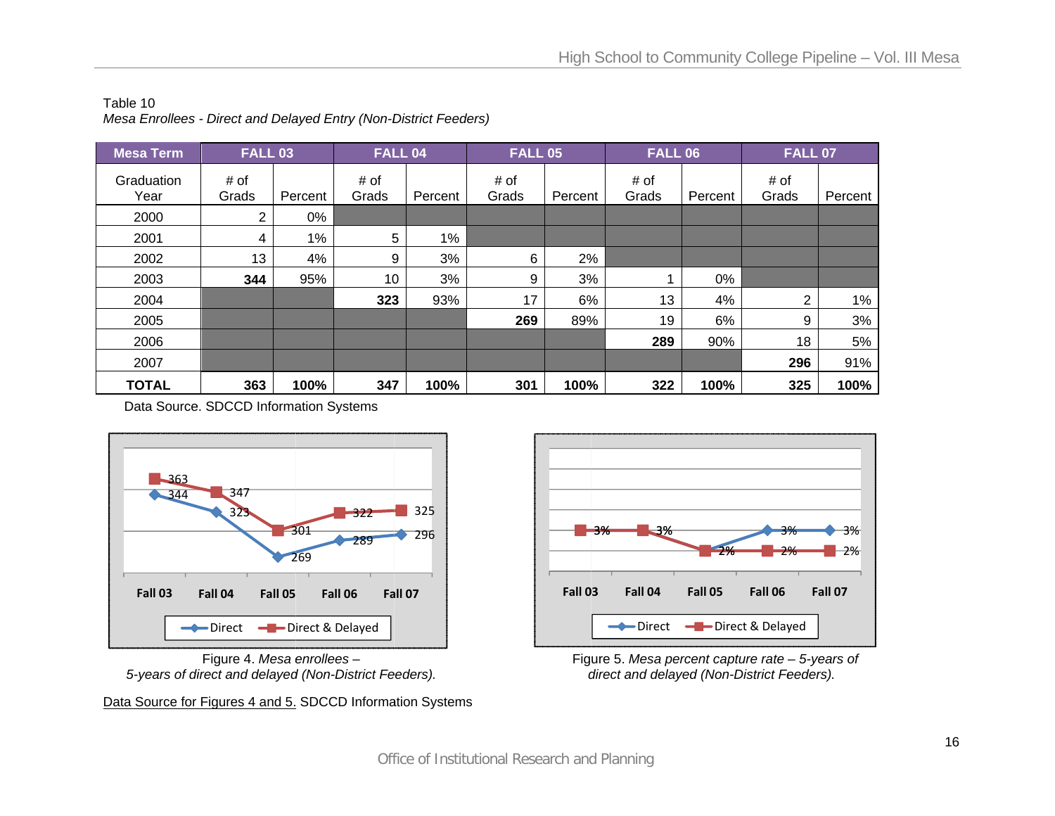Table 10

*Mesa Enrollees - Direct and Delayed Entry (Non-District Feeders)*

| Mesa Term | FALL 03 | | FALL 04 | | FALL 05 | | FALL 06 | | FALL 07 | |
|---|---|---|---|---|---|---|---|---|---|---|
| Graduation Year | # of Grads | Percent | # of Grads | Percent | # of Grads | Percent | # of Grads | Percent | # of Grads | Percent |
| 2000 | 2 | 0% | | | | | | | | |
| 2001 | 4 | 1% | 5 | 1% | | | | | | |
| 2002 | 13 | 4% | 9 | 3% | 6 | 2% | | | | |
| 2003 | **344** | 95% | 10 | 3% | 9 | 3% | 1 | 0% | | |
| 2004 | | | **323** | 93% | 17 | 6% | 13 | 4% | 2 | 1% |
| 2005 | | | | | **269** | 89% | 19 | 6% | 9 | 3% |
| 2006 | | | | | | | **289** | 90% | 18 | 5% |
| 2007 | | | | | | | | | **296** | 91% |
| **TOTAL** | **363** | **100%** | **347** | **100%** | **301** | **100%** | **322** | **100%** | **325** | **100%** |

Data Source. SDCCD Information Systems

Figure 4. *Mesa enrollees – 5-years of direct and delayed (Non-District Feeders).*

Figure 5. *Mesa percent capture rate – 5-years of direct and delayed (Non-District Feeders).*

Data Source for Figures 4 and 5. SDCCD Information Systems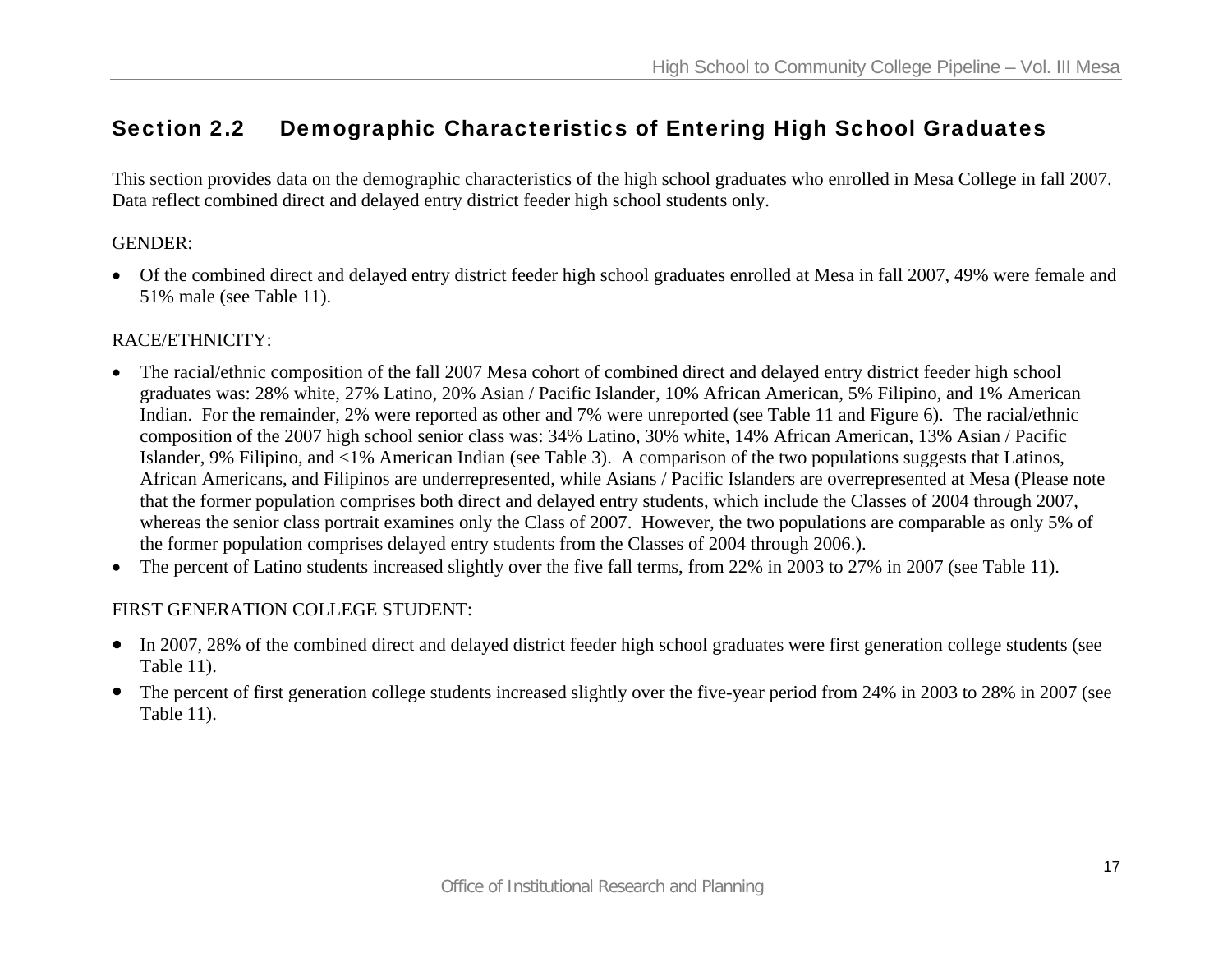## Section 2.2 Demographic Characteristics of Entering High School Graduates

This section provides data on the demographic characteristics of the high school graduates who enrolled in Mesa College in fall 2007. Data reflect combined direct and delayed entry district feeder high school students only.

GENDER:

- Of the combined direct and delayed entry district feeder high school graduates enrolled at Mesa in fall 2007, 49% were female and 51% male (see Table 11).

RACE/ETHNICITY:

- The racial/ethnic composition of the fall 2007 Mesa cohort of combined direct and delayed entry district feeder high school graduates was: 28% white, 27% Latino, 20% Asian / Pacific Islander, 10% African American, 5% Filipino, and 1% American Indian. For the remainder, 2% were reported as other and 7% were unreported (see Table 11 and Figure 6). The racial/ethnic composition of the 2007 high school senior class was: 34% Latino, 30% white, 14% African American, 13% Asian / Pacific Islander, 9% Filipino, and <1% American Indian (see Table 3). A comparison of the two populations suggests that Latinos, African Americans, and Filipinos are underrepresented, while Asians / Pacific Islanders are overrepresented at Mesa (Please note that the former population comprises both direct and delayed entry students, which include the Classes of 2004 through 2007, whereas the senior class portrait examines only the Class of 2007. However, the two populations are comparable as only 5% of the former population comprises delayed entry students from the Classes of 2004 through 2006.).
- The percent of Latino students increased slightly over the five fall terms, from 22% in 2003 to 27% in 2007 (see Table 11).

FIRST GENERATION COLLEGE STUDENT:

- In 2007, 28% of the combined direct and delayed district feeder high school graduates were first generation college students (see Table 11).
- The percent of first generation college students increased slightly over the five-year period from 24% in 2003 to 28% in 2007 (see Table 11).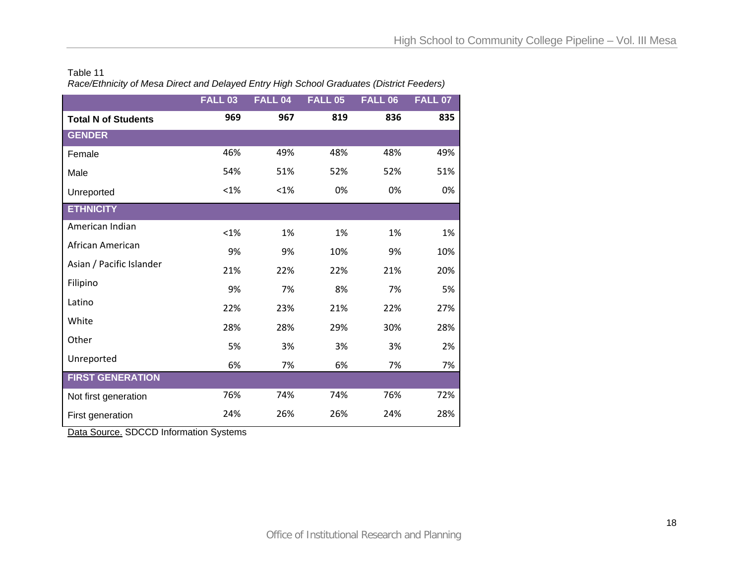Table 11

*Race/Ethnicity of Mesa Direct and Delayed Entry High School Graduates (District Feeders)*

| | FALL 03 | FALL 04 | FALL 05 | FALL 06 | FALL 07 |
|---|---|---|---|---|---|
| **Total N of Students** | **969** | **967** | **819** | **836** | **835** |
| **GENDER** | | | | | |
| Female | 46% | 49% | 48% | 48% | 49% |
| Male | 54% | 51% | 52% | 52% | 51% |
| Unreported | <1% | <1% | 0% | 0% | 0% |
| **ETHNICITY** | | | | | |
| American Indian | <1% | 1% | 1% | 1% | 1% |
| African American | 9% | 9% | 10% | 9% | 10% |
| Asian / Pacific Islander | 21% | 22% | 22% | 21% | 20% |
| Filipino | 9% | 7% | 8% | 7% | 5% |
| Latino | 22% | 23% | 21% | 22% | 27% |
| White | 28% | 28% | 29% | 30% | 28% |
| Other | 5% | 3% | 3% | 3% | 2% |
| Unreported | 6% | 7% | 6% | 7% | 7% |
| **FIRST GENERATION** | | | | | |
| Not first generation | 76% | 74% | 74% | 76% | 72% |
| First generation | 24% | 26% | 26% | 24% | 28% |

Data Source. SDCCD Information Systems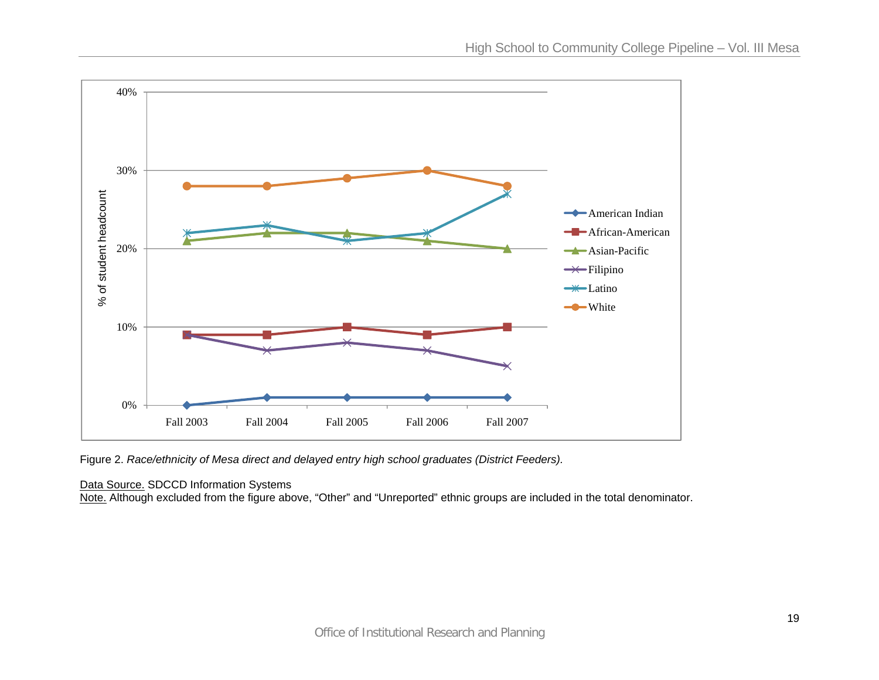Figure 2. *Race/ethnicity of Mesa direct and delayed entry high school graduates (District Feeders).*

Data Source. SDCCD Information Systems
Note. Although excluded from the figure above, “Other” and “Unreported” ethnic groups are included in the total denominator.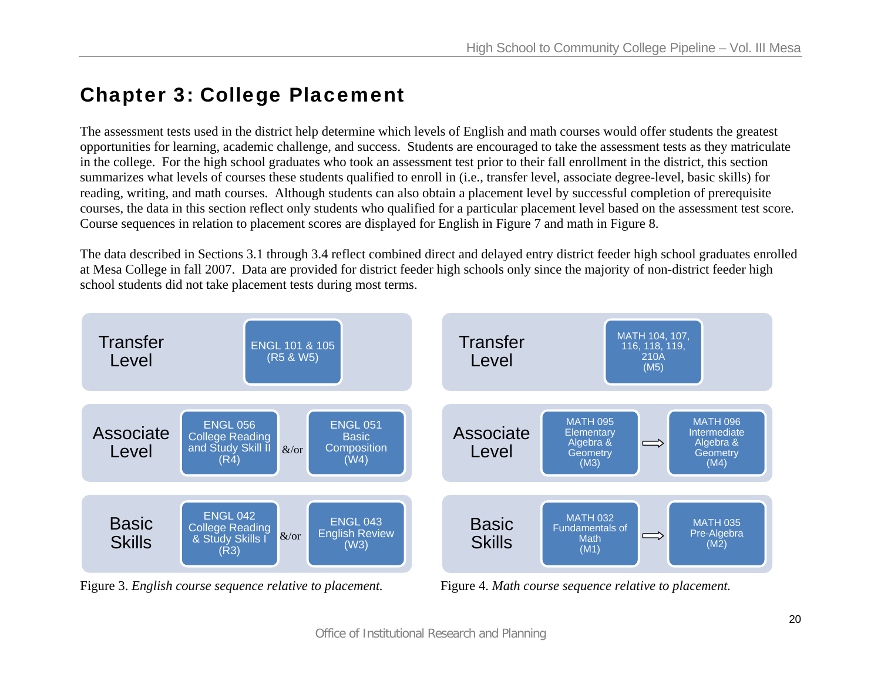# Chapter 3: College Placement

The assessment tests used in the district help determine which levels of English and math courses would offer students the greatest opportunities for learning, academic challenge, and success. Students are encouraged to take the assessment tests as they matriculate in the college. For the high school graduates who took an assessment test prior to their fall enrollment in the district, this section summarizes what levels of courses these students qualified to enroll in (i.e., transfer level, associate degree-level, basic skills) for reading, writing, and math courses. Although students can also obtain a placement level by successful completion of prerequisite courses, the data in this section reflect only students who qualified for a particular placement level based on the assessment test score. Course sequences in relation to placement scores are displayed for English in Figure 7 and math in Figure 8.

The data described in Sections 3.1 through 3.4 reflect combined direct and delayed entry district feeder high school graduates enrolled at Mesa College in fall 2007. Data are provided for district feeder high schools only since the majority of non-district feeder high school students did not take placement tests during most terms.

| Level | English Courses | | |
|---|---|---|---|
| Transfer Level | ENGL 101 & 105 (R5 & W5) | | |
| Associate Level | ENGL 056 College Reading and Study Skill II (R4) | &/or | ENGL 051 Basic Composition (W4) |
| Basic Skills | ENGL 042 College Reading & Study Skills I (R3) | &/or | ENGL 043 English Review (W3) |

Figure 3. *English course sequence relative to placement.*

| Level | Math Courses | | |
|---|---|---|---|
| Transfer Level | MATH 104, 107, 116, 118, 119, 210A (M5) | | |
| Associate Level | MATH 095 Elementary Algebra & Geometry (M3) | ⇨ | MATH 096 Intermediate Algebra & Geometry (M4) |
| Basic Skills | MATH 032 Fundamentals of Math (M1) | ⇨ | MATH 035 Pre-Algebra (M2) |

Figure 4. *Math course sequence relative to placement.*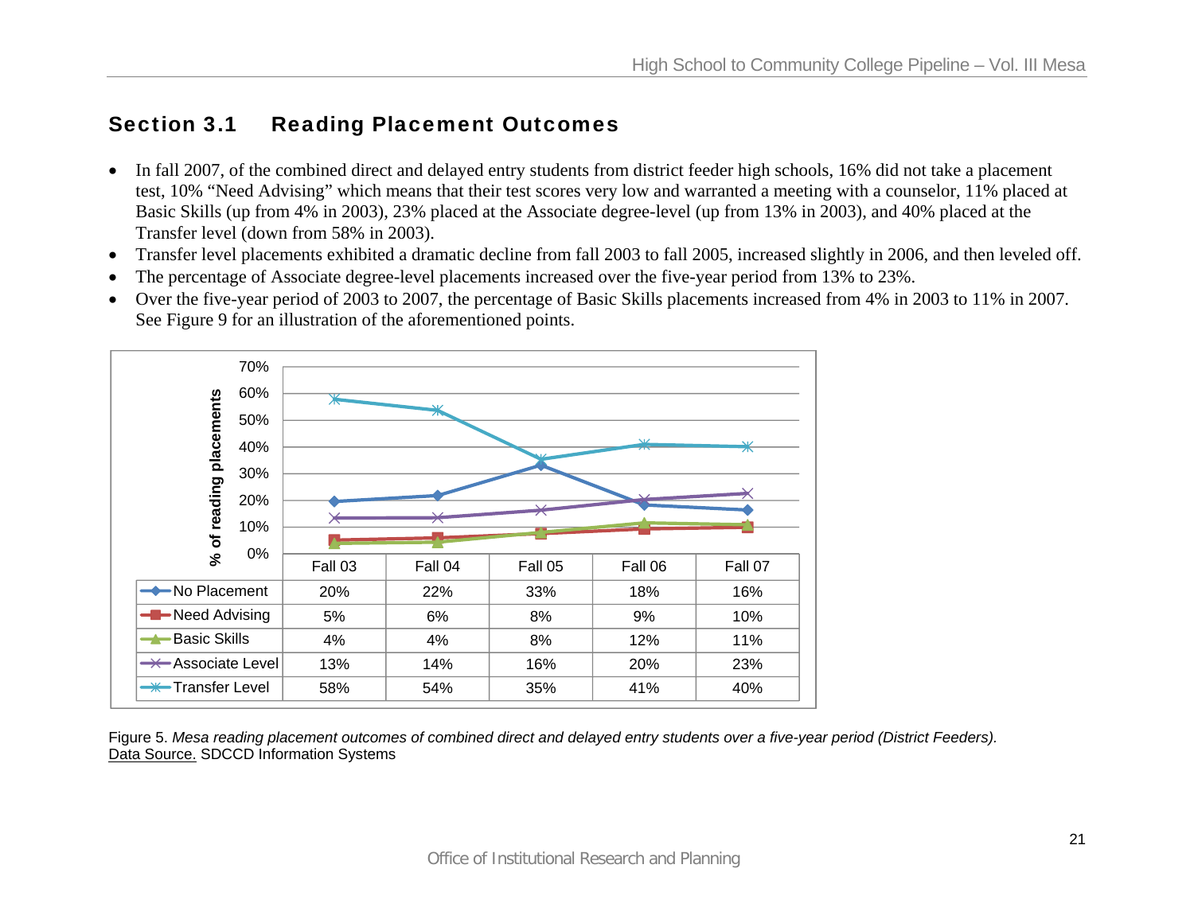## Section 3.1 Reading Placement Outcomes

- In fall 2007, of the combined direct and delayed entry students from district feeder high schools, 16% did not take a placement test, 10% "Need Advising" which means that their test scores very low and warranted a meeting with a counselor, 11% placed at Basic Skills (up from 4% in 2003), 23% placed at the Associate degree-level (up from 13% in 2003), and 40% placed at the Transfer level (down from 58% in 2003).
- Transfer level placements exhibited a dramatic decline from fall 2003 to fall 2005, increased slightly in 2006, and then leveled off.
- The percentage of Associate degree-level placements increased over the five-year period from 13% to 23%.
- Over the five-year period of 2003 to 2007, the percentage of Basic Skills placements increased from 4% in 2003 to 11% in 2007. See Figure 9 for an illustration of the aforementioned points.

| % of reading placements | Fall 03 | Fall 04 | Fall 05 | Fall 06 | Fall 07 |
|---|---|---|---|---|---|
| No Placement | 20% | 22% | 33% | 18% | 16% |
| Need Advising | 5% | 6% | 8% | 9% | 10% |
| Basic Skills | 4% | 4% | 8% | 12% | 11% |
| Associate Level | 13% | 14% | 16% | 20% | 23% |
| Transfer Level | 58% | 54% | 35% | 41% | 40% |

Figure 5. *Mesa reading placement outcomes of combined direct and delayed entry students over a five-year period (District Feeders).*
Data Source. SDCCD Information Systems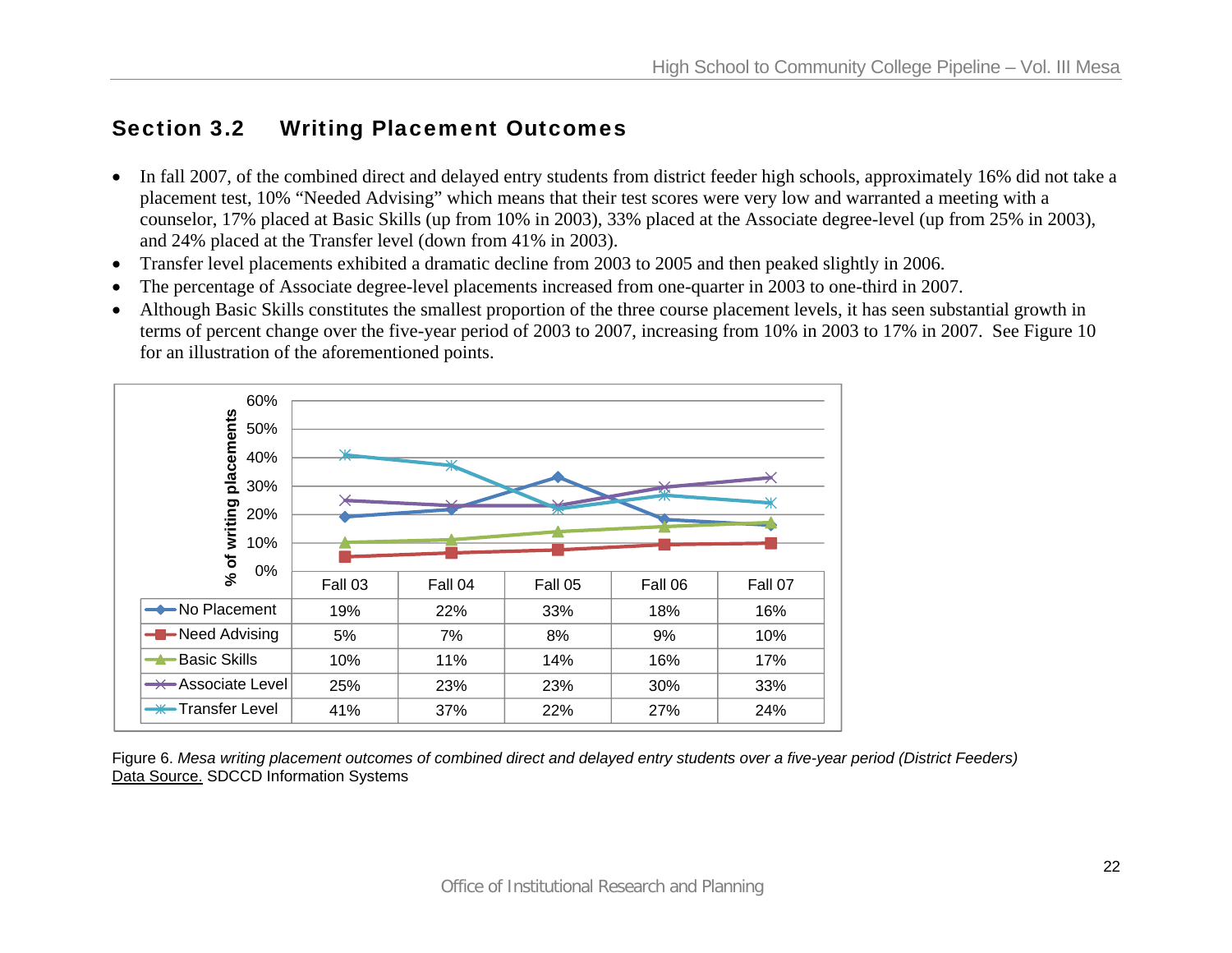## Section 3.2 Writing Placement Outcomes

- In fall 2007, of the combined direct and delayed entry students from district feeder high schools, approximately 16% did not take a placement test, 10% "Needed Advising" which means that their test scores were very low and warranted a meeting with a counselor, 17% placed at Basic Skills (up from 10% in 2003), 33% placed at the Associate degree-level (up from 25% in 2003), and 24% placed at the Transfer level (down from 41% in 2003).
- Transfer level placements exhibited a dramatic decline from 2003 to 2005 and then peaked slightly in 2006.
- The percentage of Associate degree-level placements increased from one-quarter in 2003 to one-third in 2007.
- Although Basic Skills constitutes the smallest proportion of the three course placement levels, it has seen substantial growth in terms of percent change over the five-year period of 2003 to 2007, increasing from 10% in 2003 to 17% in 2007. See Figure 10 for an illustration of the aforementioned points.

| % of writing placements | Fall 03 | Fall 04 | Fall 05 | Fall 06 | Fall 07 |
|---|---|---|---|---|---|
| No Placement | 19% | 22% | 33% | 18% | 16% |
| Need Advising | 5% | 7% | 8% | 9% | 10% |
| Basic Skills | 10% | 11% | 14% | 16% | 17% |
| Associate Level | 25% | 23% | 23% | 30% | 33% |
| Transfer Level | 41% | 37% | 22% | 27% | 24% |

Figure 6. *Mesa writing placement outcomes of combined direct and delayed entry students over a five-year period (District Feeders)*
Data Source. SDCCD Information Systems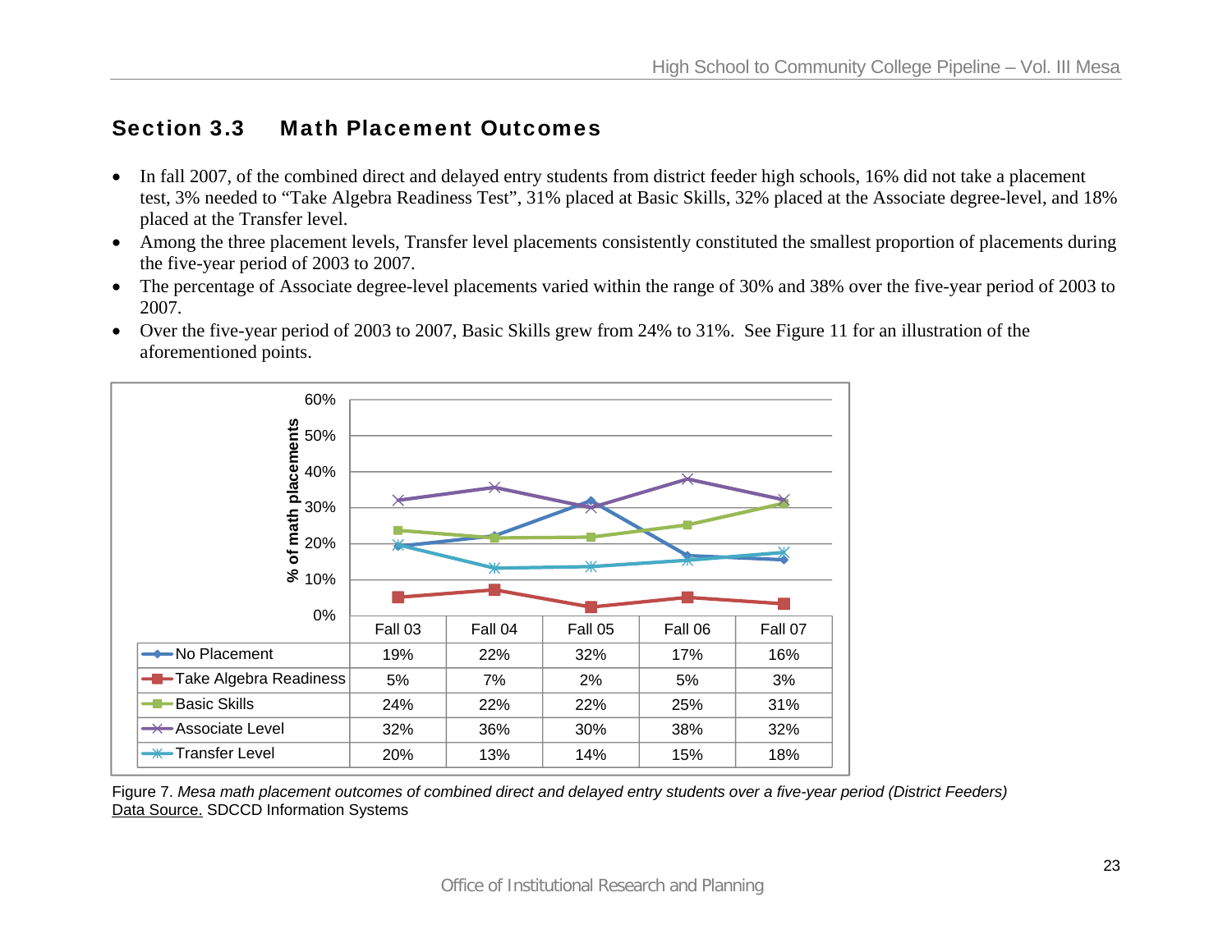## Section 3.3 Math Placement Outcomes

- In fall 2007, of the combined direct and delayed entry students from district feeder high schools, 16% did not take a placement test, 3% needed to "Take Algebra Readiness Test", 31% placed at Basic Skills, 32% placed at the Associate degree-level, and 18% placed at the Transfer level.
- Among the three placement levels, Transfer level placements consistently constituted the smallest proportion of placements during the five-year period of 2003 to 2007.
- The percentage of Associate degree-level placements varied within the range of 30% and 38% over the five-year period of 2003 to 2007.
- Over the five-year period of 2003 to 2007, Basic Skills grew from 24% to 31%. See Figure 11 for an illustration of the aforementioned points.

|  | Fall 03 | Fall 04 | Fall 05 | Fall 06 | Fall 07 |
|---|---|---|---|---|---|
| No Placement | 19% | 22% | 32% | 17% | 16% |
| Take Algebra Readiness | 5% | 7% | 2% | 5% | 3% |
| Basic Skills | 24% | 22% | 22% | 25% | 31% |
| Associate Level | 32% | 36% | 30% | 38% | 32% |
| Transfer Level | 20% | 13% | 14% | 15% | 18% |

Figure 7. *Mesa math placement outcomes of combined direct and delayed entry students over a five-year period (District Feeders)*
Data Source. SDCCD Information Systems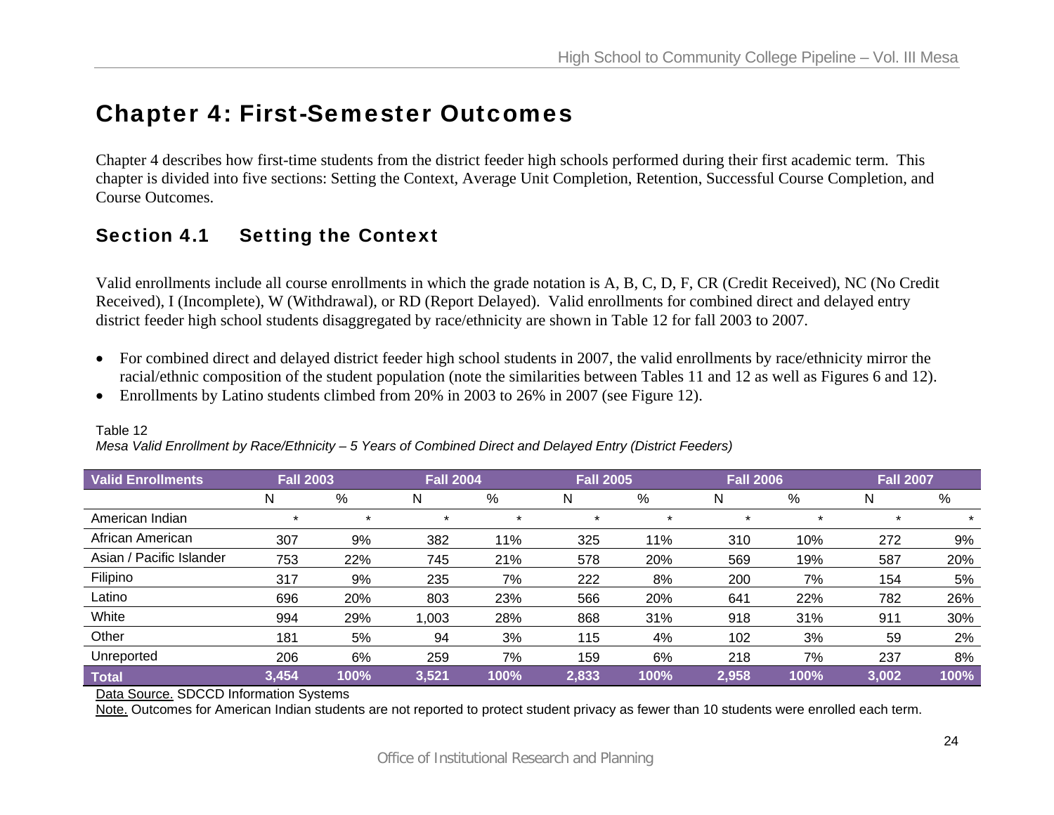# Chapter 4: First-Semester Outcomes

Chapter 4 describes how first-time students from the district feeder high schools performed during their first academic term. This chapter is divided into five sections: Setting the Context, Average Unit Completion, Retention, Successful Course Completion, and Course Outcomes.

## Section 4.1 Setting the Context

Valid enrollments include all course enrollments in which the grade notation is A, B, C, D, F, CR (Credit Received), NC (No Credit Received), I (Incomplete), W (Withdrawal), or RD (Report Delayed). Valid enrollments for combined direct and delayed entry district feeder high school students disaggregated by race/ethnicity are shown in Table 12 for fall 2003 to 2007.

- For combined direct and delayed district feeder high school students in 2007, the valid enrollments by race/ethnicity mirror the racial/ethnic composition of the student population (note the similarities between Tables 11 and 12 as well as Figures 6 and 12).
- Enrollments by Latino students climbed from 20% in 2003 to 26% in 2007 (see Figure 12).

Table 12

*Mesa Valid Enrollment by Race/Ethnicity – 5 Years of Combined Direct and Delayed Entry (District Feeders)*

| Valid Enrollments | Fall 2003 | | Fall 2004 | | Fall 2005 | | Fall 2006 | | Fall 2007 | |
|---|---|---|---|---|---|---|---|---|---|---|
| | N | % | N | % | N | % | N | % | N | % |
| American Indian | * | * | * | * | * | * | * | * | * | * |
| African American | 307 | 9% | 382 | 11% | 325 | 11% | 310 | 10% | 272 | 9% |
| Asian / Pacific Islander | 753 | 22% | 745 | 21% | 578 | 20% | 569 | 19% | 587 | 20% |
| Filipino | 317 | 9% | 235 | 7% | 222 | 8% | 200 | 7% | 154 | 5% |
| Latino | 696 | 20% | 803 | 23% | 566 | 20% | 641 | 22% | 782 | 26% |
| White | 994 | 29% | 1,003 | 28% | 868 | 31% | 918 | 31% | 911 | 30% |
| Other | 181 | 5% | 94 | 3% | 115 | 4% | 102 | 3% | 59 | 2% |
| Unreported | 206 | 6% | 259 | 7% | 159 | 6% | 218 | 7% | 237 | 8% |
| **Total** | **3,454** | **100%** | **3,521** | **100%** | **2,833** | **100%** | **2,958** | **100%** | **3,002** | **100%** |

Data Source. SDCCD Information Systems

Note. Outcomes for American Indian students are not reported to protect student privacy as fewer than 10 students were enrolled each term.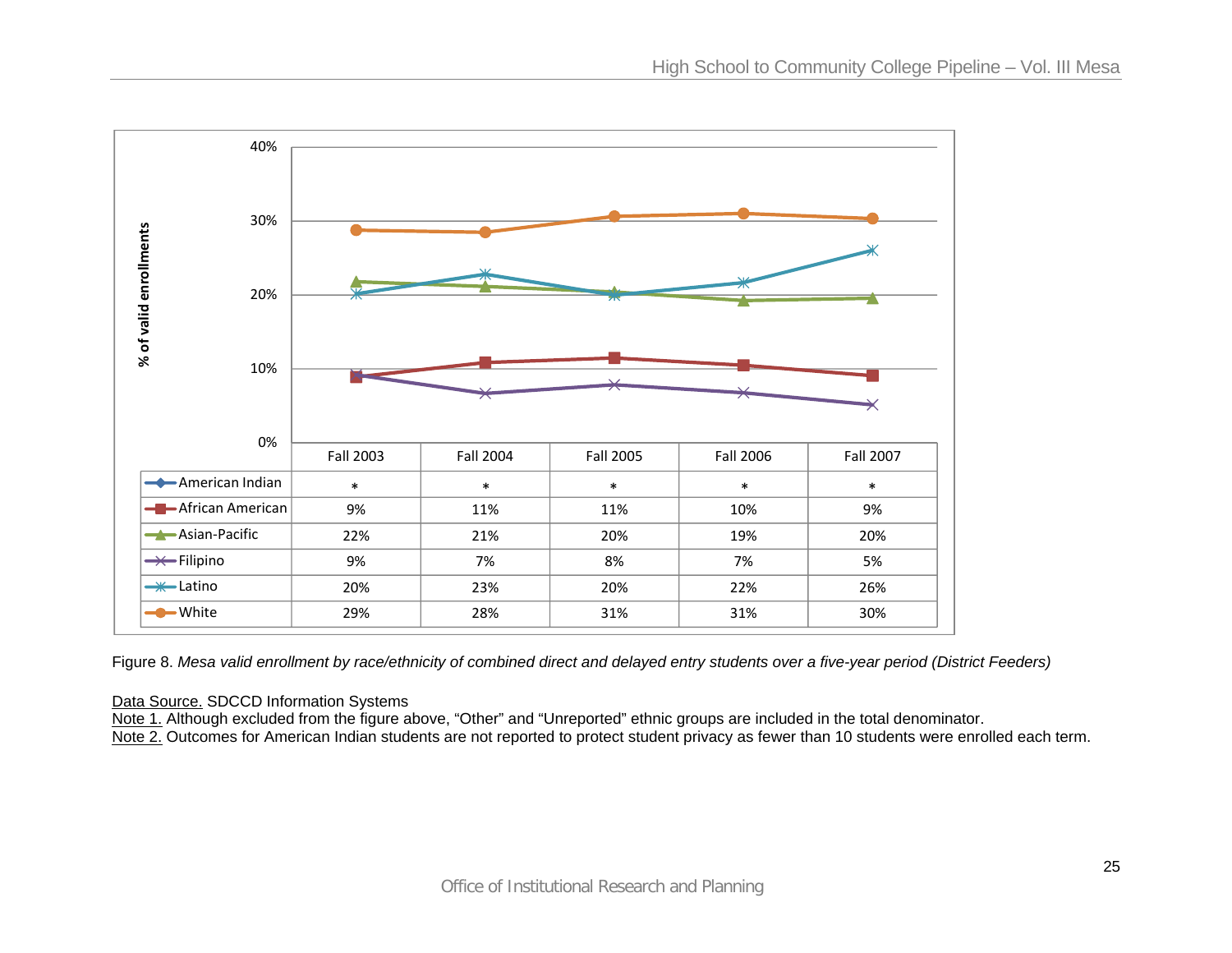| | Fall 2003 | Fall 2004 | Fall 2005 | Fall 2006 | Fall 2007 |
|---|---|---|---|---|---|
| American Indian | * | * | * | * | * |
| African American | 9% | 11% | 11% | 10% | 9% |
| Asian-Pacific | 22% | 21% | 20% | 19% | 20% |
| Filipino | 9% | 7% | 8% | 7% | 5% |
| Latino | 20% | 23% | 20% | 22% | 26% |
| White | 29% | 28% | 31% | 31% | 30% |

Figure 8. *Mesa valid enrollment by race/ethnicity of combined direct and delayed entry students over a five-year period (District Feeders)*

Data Source. SDCCD Information Systems
Note 1. Although excluded from the figure above, "Other" and "Unreported" ethnic groups are included in the total denominator.
Note 2. Outcomes for American Indian students are not reported to protect student privacy as fewer than 10 students were enrolled each term.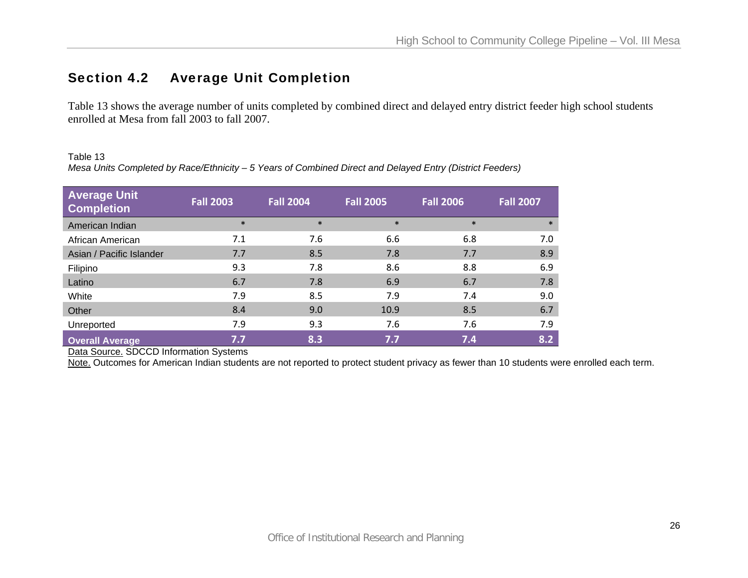## Section 4.2 Average Unit Completion

Table 13 shows the average number of units completed by combined direct and delayed entry district feeder high school students enrolled at Mesa from fall 2003 to fall 2007.

Table 13

*Mesa Units Completed by Race/Ethnicity – 5 Years of Combined Direct and Delayed Entry (District Feeders)*

| Average Unit Completion | Fall 2003 | Fall 2004 | Fall 2005 | Fall 2006 | Fall 2007 |
|---|---|---|---|---|---|
| American Indian | * | * | * | * | * |
| African American | 7.1 | 7.6 | 6.6 | 6.8 | 7.0 |
| Asian / Pacific Islander | 7.7 | 8.5 | 7.8 | 7.7 | 8.9 |
| Filipino | 9.3 | 7.8 | 8.6 | 8.8 | 6.9 |
| Latino | 6.7 | 7.8 | 6.9 | 6.7 | 7.8 |
| White | 7.9 | 8.5 | 7.9 | 7.4 | 9.0 |
| Other | 8.4 | 9.0 | 10.9 | 8.5 | 6.7 |
| Unreported | 7.9 | 9.3 | 7.6 | 7.6 | 7.9 |
| **Overall Average** | **7.7** | **8.3** | **7.7** | **7.4** | **8.2** |

Data Source. SDCCD Information Systems

Note. Outcomes for American Indian students are not reported to protect student privacy as fewer than 10 students were enrolled each term.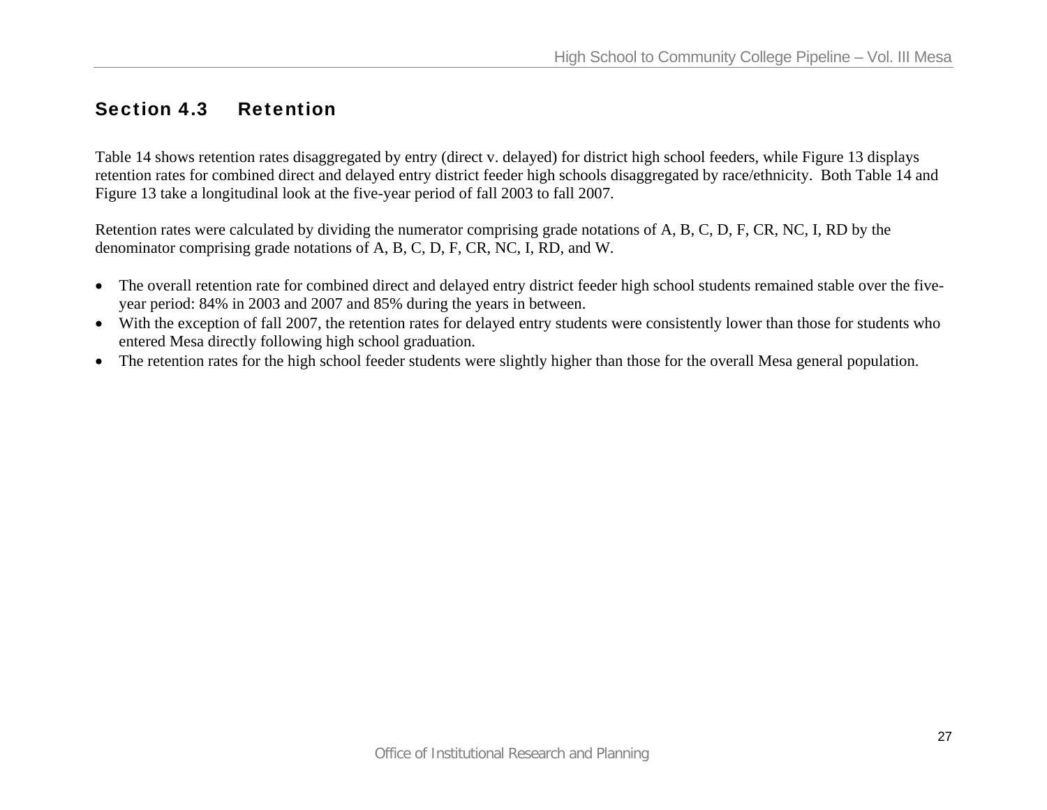## Section 4.3 Retention

Table 14 shows retention rates disaggregated by entry (direct v. delayed) for district high school feeders, while Figure 13 displays retention rates for combined direct and delayed entry district feeder high schools disaggregated by race/ethnicity. Both Table 14 and Figure 13 take a longitudinal look at the five-year period of fall 2003 to fall 2007.

Retention rates were calculated by dividing the numerator comprising grade notations of A, B, C, D, F, CR, NC, I, RD by the denominator comprising grade notations of A, B, C, D, F, CR, NC, I, RD, and W.

- The overall retention rate for combined direct and delayed entry district feeder high school students remained stable over the five-year period: 84% in 2003 and 2007 and 85% during the years in between.
- With the exception of fall 2007, the retention rates for delayed entry students were consistently lower than those for students who entered Mesa directly following high school graduation.
- The retention rates for the high school feeder students were slightly higher than those for the overall Mesa general population.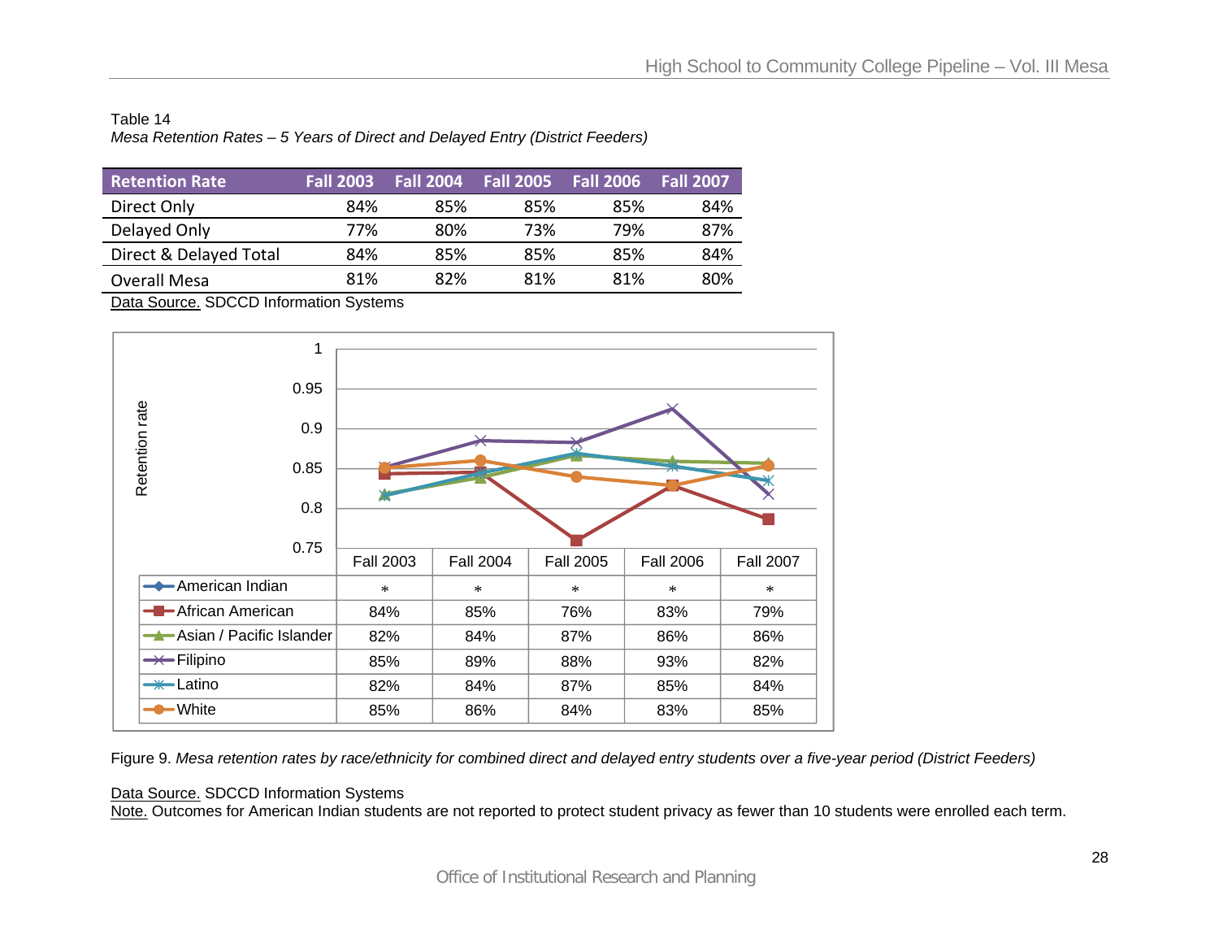Table 14

*Mesa Retention Rates – 5 Years of Direct and Delayed Entry (District Feeders)*

| Retention Rate | Fall 2003 | Fall 2004 | Fall 2005 | Fall 2006 | Fall 2007 |
|---|---|---|---|---|---|
| Direct Only | 84% | 85% | 85% | 85% | 84% |
| Delayed Only | 77% | 80% | 73% | 79% | 87% |
| Direct & Delayed Total | 84% | 85% | 85% | 85% | 84% |
| Overall Mesa | 81% | 82% | 81% | 81% | 80% |

Data Source. SDCCD Information Systems

| | Fall 2003 | Fall 2004 | Fall 2005 | Fall 2006 | Fall 2007 |
|---|---|---|---|---|---|
| American Indian | * | * | * | * | * |
| African American | 84% | 85% | 76% | 83% | 79% |
| Asian / Pacific Islander | 82% | 84% | 87% | 86% | 86% |
| Filipino | 85% | 89% | 88% | 93% | 82% |
| Latino | 82% | 84% | 87% | 85% | 84% |
| White | 85% | 86% | 84% | 83% | 85% |

Figure 9. *Mesa retention rates by race/ethnicity for combined direct and delayed entry students over a five-year period (District Feeders)*

Data Source. SDCCD Information Systems

Note. Outcomes for American Indian students are not reported to protect student privacy as fewer than 10 students were enrolled each term.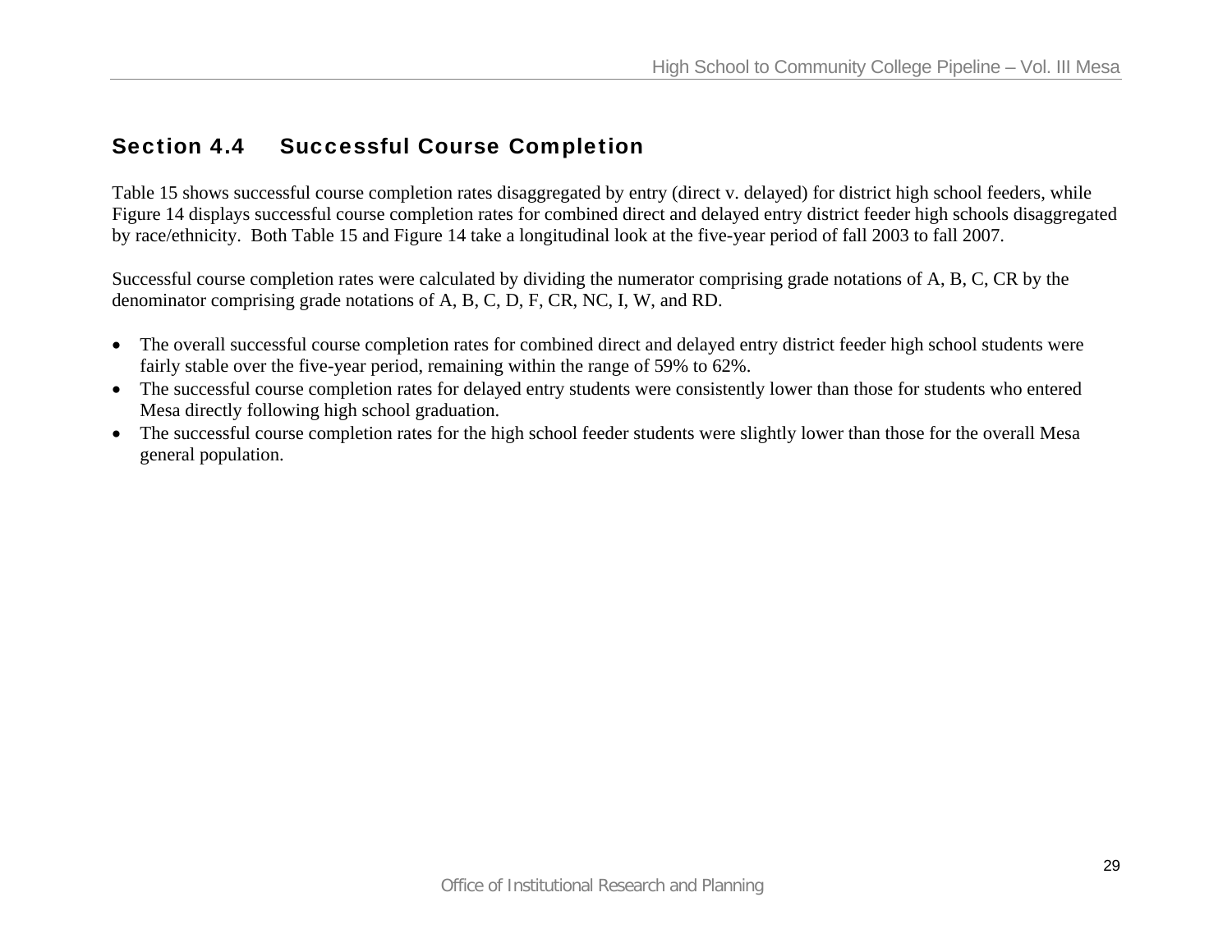## Section 4.4 Successful Course Completion

Table 15 shows successful course completion rates disaggregated by entry (direct v. delayed) for district high school feeders, while Figure 14 displays successful course completion rates for combined direct and delayed entry district feeder high schools disaggregated by race/ethnicity. Both Table 15 and Figure 14 take a longitudinal look at the five-year period of fall 2003 to fall 2007.

Successful course completion rates were calculated by dividing the numerator comprising grade notations of A, B, C, CR by the denominator comprising grade notations of A, B, C, D, F, CR, NC, I, W, and RD.

- The overall successful course completion rates for combined direct and delayed entry district feeder high school students were fairly stable over the five-year period, remaining within the range of 59% to 62%.
- The successful course completion rates for delayed entry students were consistently lower than those for students who entered Mesa directly following high school graduation.
- The successful course completion rates for the high school feeder students were slightly lower than those for the overall Mesa general population.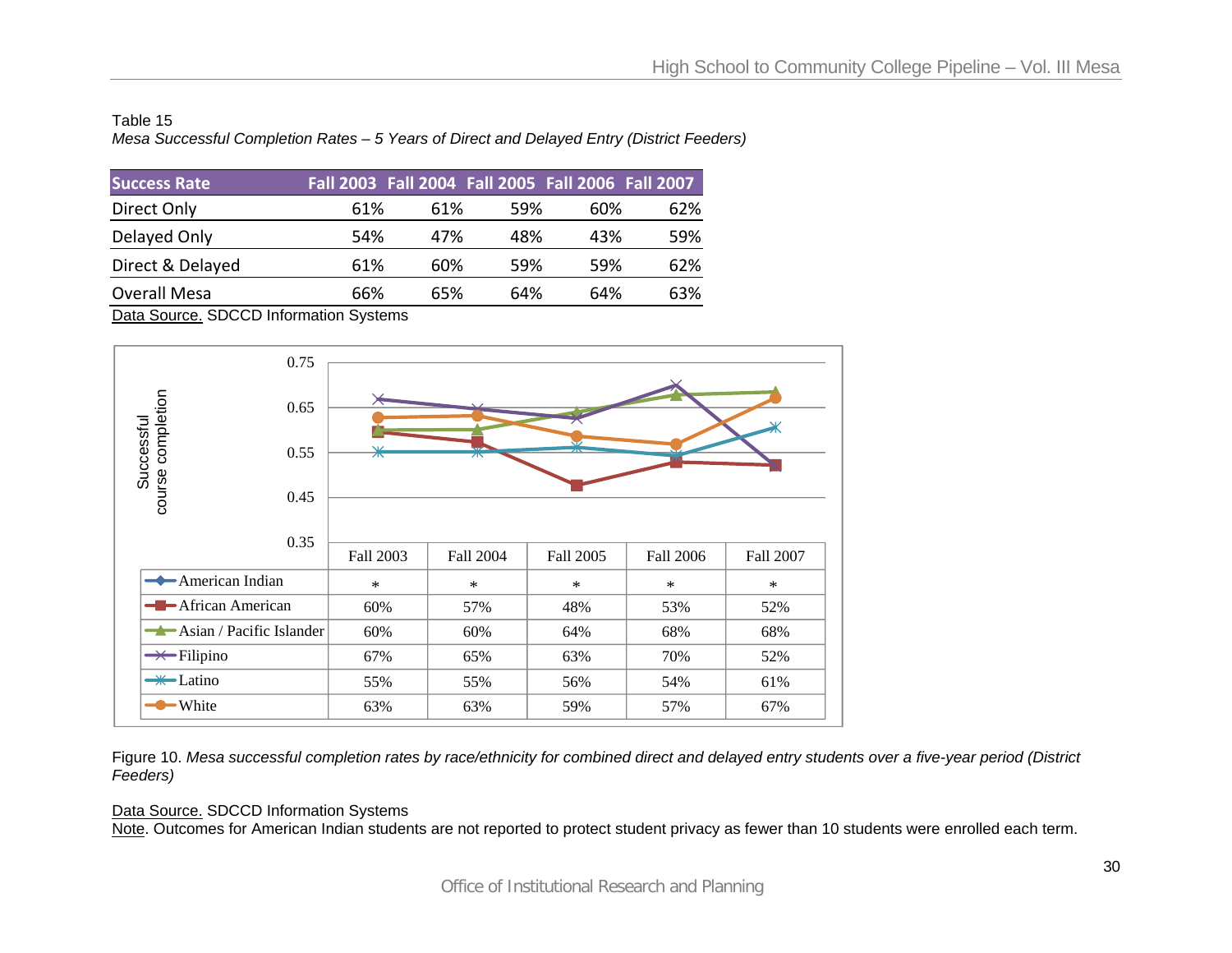Table 15

*Mesa Successful Completion Rates – 5 Years of Direct and Delayed Entry (District Feeders)*

| Success Rate | Fall 2003 | Fall 2004 | Fall 2005 | Fall 2006 | Fall 2007 |
|---|---|---|---|---|---|
| Direct Only | 61% | 61% | 59% | 60% | 62% |
| Delayed Only | 54% | 47% | 48% | 43% | 59% |
| Direct & Delayed | 61% | 60% | 59% | 59% | 62% |
| Overall Mesa | 66% | 65% | 64% | 64% | 63% |

Data Source. SDCCD Information Systems

| | Fall 2003 | Fall 2004 | Fall 2005 | Fall 2006 | Fall 2007 |
|---|---|---|---|---|---|
| American Indian | * | * | * | * | * |
| African American | 60% | 57% | 48% | 53% | 52% |
| Asian / Pacific Islander | 60% | 60% | 64% | 68% | 68% |
| Filipino | 67% | 65% | 63% | 70% | 52% |
| Latino | 55% | 55% | 56% | 54% | 61% |
| White | 63% | 63% | 59% | 57% | 67% |

Figure 10. *Mesa successful completion rates by race/ethnicity for combined direct and delayed entry students over a five-year period (District Feeders)*

Data Source. SDCCD Information Systems

Note. Outcomes for American Indian students are not reported to protect student privacy as fewer than 10 students were enrolled each term.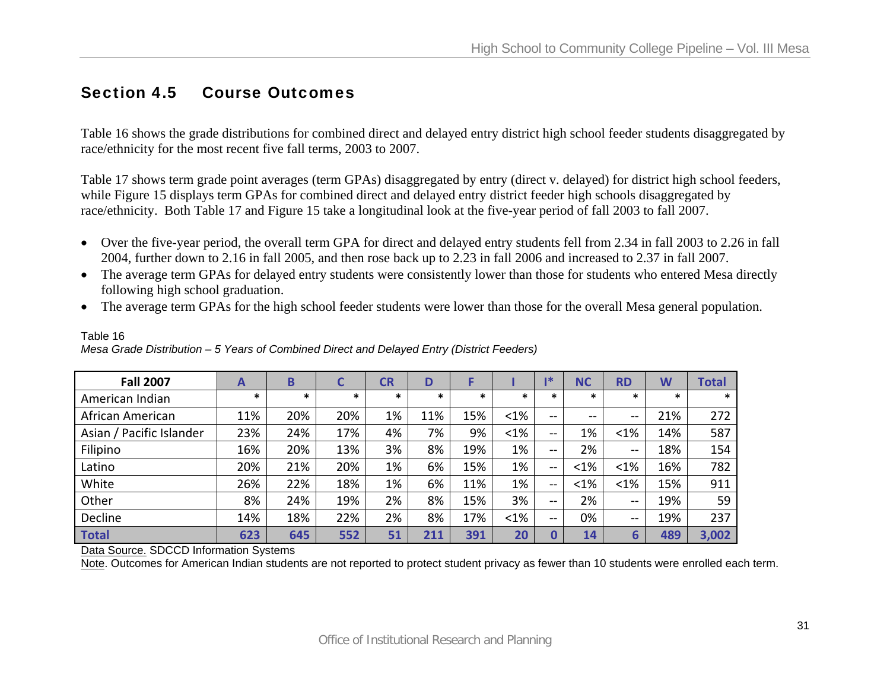## Section 4.5 Course Outcomes

Table 16 shows the grade distributions for combined direct and delayed entry district high school feeder students disaggregated by race/ethnicity for the most recent five fall terms, 2003 to 2007.

Table 17 shows term grade point averages (term GPAs) disaggregated by entry (direct v. delayed) for district high school feeders, while Figure 15 displays term GPAs for combined direct and delayed entry district feeder high schools disaggregated by race/ethnicity. Both Table 17 and Figure 15 take a longitudinal look at the five-year period of fall 2003 to fall 2007.

- Over the five-year period, the overall term GPA for direct and delayed entry students fell from 2.34 in fall 2003 to 2.26 in fall 2004, further down to 2.16 in fall 2005, and then rose back up to 2.23 in fall 2006 and increased to 2.37 in fall 2007.
- The average term GPAs for delayed entry students were consistently lower than those for students who entered Mesa directly following high school graduation.
- The average term GPAs for the high school feeder students were lower than those for the overall Mesa general population.

Table 16

*Mesa Grade Distribution – 5 Years of Combined Direct and Delayed Entry (District Feeders)*

| Fall 2007 | A | B | C | CR | D | F | I | I* | NC | RD | W | Total |
|---|---|---|---|---|---|---|---|---|---|---|---|---|
| American Indian | * | * | * | * | * | * | * | * | * | * | * | * |
| African American | 11% | 20% | 20% | 1% | 11% | 15% | <1% | -- | -- | -- | 21% | 272 |
| Asian / Pacific Islander | 23% | 24% | 17% | 4% | 7% | 9% | <1% | -- | 1% | <1% | 14% | 587 |
| Filipino | 16% | 20% | 13% | 3% | 8% | 19% | 1% | -- | 2% | -- | 18% | 154 |
| Latino | 20% | 21% | 20% | 1% | 6% | 15% | 1% | -- | <1% | <1% | 16% | 782 |
| White | 26% | 22% | 18% | 1% | 6% | 11% | 1% | -- | <1% | <1% | 15% | 911 |
| Other | 8% | 24% | 19% | 2% | 8% | 15% | 3% | -- | 2% | -- | 19% | 59 |
| Decline | 14% | 18% | 22% | 2% | 8% | 17% | <1% | -- | 0% | -- | 19% | 237 |
| **Total** | **623** | **645** | **552** | **51** | **211** | **391** | **20** | **0** | **14** | **6** | **489** | **3,002** |

Data Source. SDCCD Information Systems

Note. Outcomes for American Indian students are not reported to protect student privacy as fewer than 10 students were enrolled each term.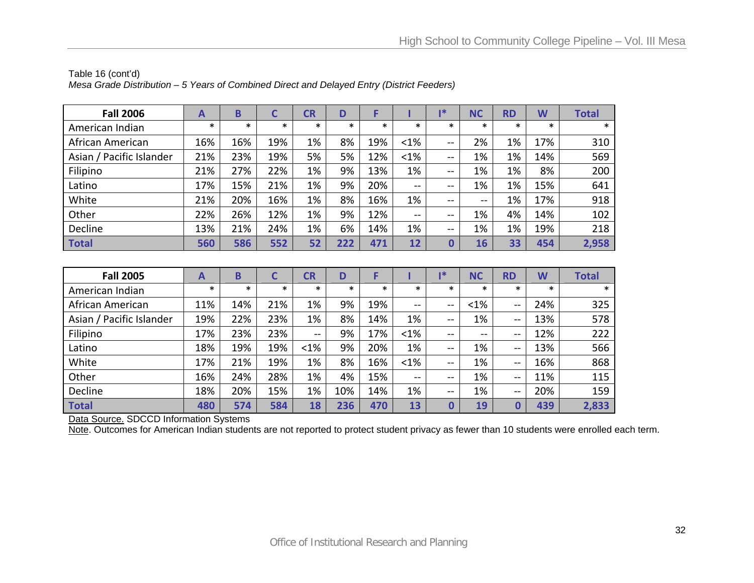Table 16 (cont'd)

*Mesa Grade Distribution – 5 Years of Combined Direct and Delayed Entry (District Feeders)*

| Fall 2006 | A | B | C | CR | D | F | I | I* | NC | RD | W | Total |
|---|---|---|---|---|---|---|---|---|---|---|---|---|
| American Indian | * | * | * | * | * | * | * | * | * | * | * | * |
| African American | 16% | 16% | 19% | 1% | 8% | 19% | <1% | -- | 2% | 1% | 17% | 310 |
| Asian / Pacific Islander | 21% | 23% | 19% | 5% | 5% | 12% | <1% | -- | 1% | 1% | 14% | 569 |
| Filipino | 21% | 27% | 22% | 1% | 9% | 13% | 1% | -- | 1% | 1% | 8% | 200 |
| Latino | 17% | 15% | 21% | 1% | 9% | 20% | -- | -- | 1% | 1% | 15% | 641 |
| White | 21% | 20% | 16% | 1% | 8% | 16% | 1% | -- | -- | 1% | 17% | 918 |
| Other | 22% | 26% | 12% | 1% | 9% | 12% | -- | -- | 1% | 4% | 14% | 102 |
| Decline | 13% | 21% | 24% | 1% | 6% | 14% | 1% | -- | 1% | 1% | 19% | 218 |
| **Total** | **560** | **586** | **552** | **52** | **222** | **471** | **12** | **0** | **16** | **33** | **454** | **2,958** |

| Fall 2005 | A | B | C | CR | D | F | I | I* | NC | RD | W | Total |
|---|---|---|---|---|---|---|---|---|---|---|---|---|
| American Indian | * | * | * | * | * | * | * | * | * | * | * | * |
| African American | 11% | 14% | 21% | 1% | 9% | 19% | -- | -- | <1% | -- | 24% | 325 |
| Asian / Pacific Islander | 19% | 22% | 23% | 1% | 8% | 14% | 1% | -- | 1% | -- | 13% | 578 |
| Filipino | 17% | 23% | 23% | -- | 9% | 17% | <1% | -- | -- | -- | 12% | 222 |
| Latino | 18% | 19% | 19% | <1% | 9% | 20% | 1% | -- | 1% | -- | 13% | 566 |
| White | 17% | 21% | 19% | 1% | 8% | 16% | <1% | -- | 1% | -- | 16% | 868 |
| Other | 16% | 24% | 28% | 1% | 4% | 15% | -- | -- | 1% | -- | 11% | 115 |
| Decline | 18% | 20% | 15% | 1% | 10% | 14% | 1% | -- | 1% | -- | 20% | 159 |
| **Total** | **480** | **574** | **584** | **18** | **236** | **470** | **13** | **0** | **19** | **0** | **439** | **2,833** |

Data Source. SDCCD Information Systems

Note. Outcomes for American Indian students are not reported to protect student privacy as fewer than 10 students were enrolled each term.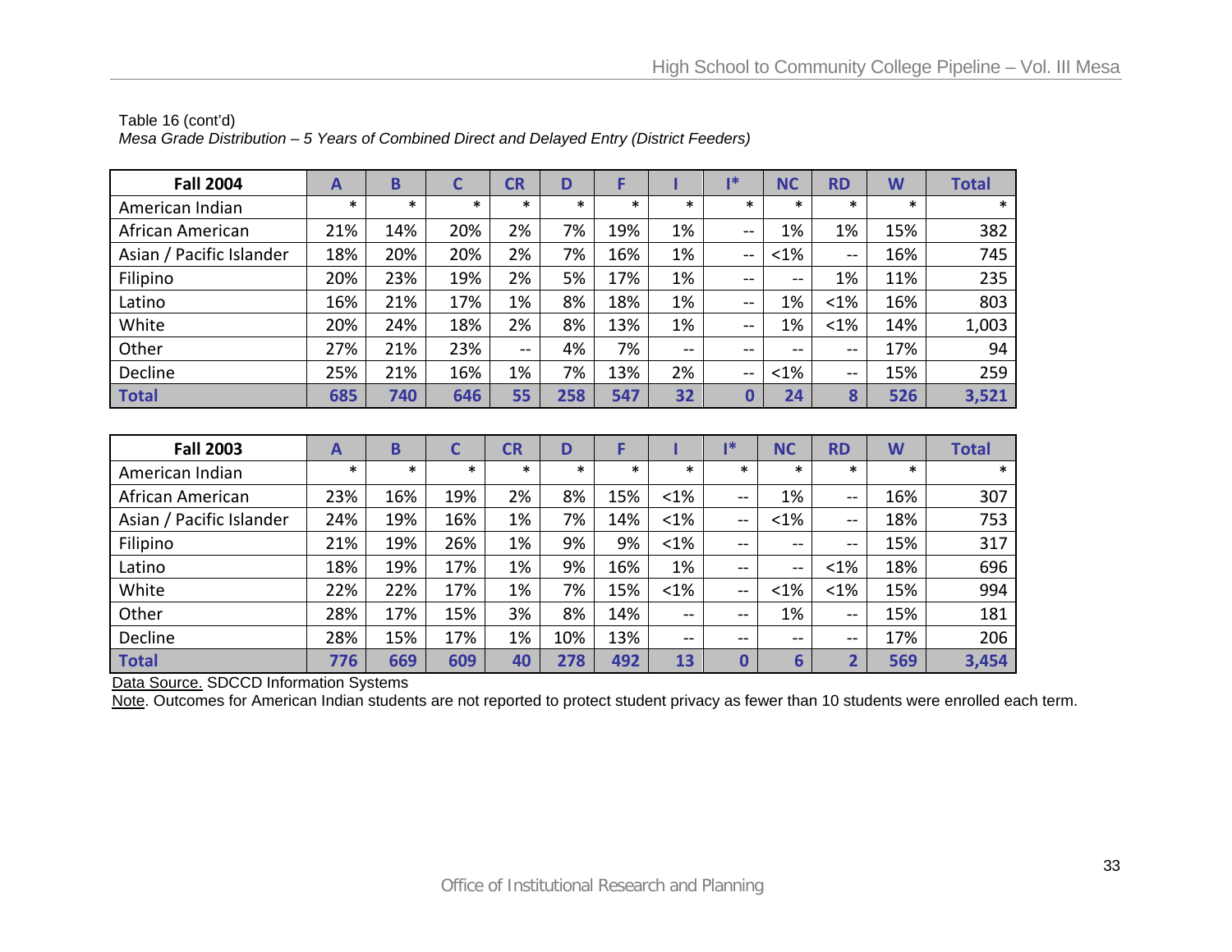Table 16 (cont'd)

*Mesa Grade Distribution – 5 Years of Combined Direct and Delayed Entry (District Feeders)*

| Fall 2004 | A | B | C | CR | D | F | I | I* | NC | RD | W | Total |
|---|---|---|---|---|---|---|---|---|---|---|---|---|
| American Indian | * | * | * | * | * | * | * | * | * | * | * | * |
| African American | 21% | 14% | 20% | 2% | 7% | 19% | 1% | -- | 1% | 1% | 15% | 382 |
| Asian / Pacific Islander | 18% | 20% | 20% | 2% | 7% | 16% | 1% | -- | <1% | -- | 16% | 745 |
| Filipino | 20% | 23% | 19% | 2% | 5% | 17% | 1% | -- | -- | 1% | 11% | 235 |
| Latino | 16% | 21% | 17% | 1% | 8% | 18% | 1% | -- | 1% | <1% | 16% | 803 |
| White | 20% | 24% | 18% | 2% | 8% | 13% | 1% | -- | 1% | <1% | 14% | 1,003 |
| Other | 27% | 21% | 23% | -- | 4% | 7% | -- | -- | -- | -- | 17% | 94 |
| Decline | 25% | 21% | 16% | 1% | 7% | 13% | 2% | -- | <1% | -- | 15% | 259 |
| **Total** | **685** | **740** | **646** | **55** | **258** | **547** | **32** | **0** | **24** | **8** | **526** | **3,521** |

| Fall 2003 | A | B | C | CR | D | F | I | I* | NC | RD | W | Total |
|---|---|---|---|---|---|---|---|---|---|---|---|---|
| American Indian | * | * | * | * | * | * | * | * | * | * | * | * |
| African American | 23% | 16% | 19% | 2% | 8% | 15% | <1% | -- | 1% | -- | 16% | 307 |
| Asian / Pacific Islander | 24% | 19% | 16% | 1% | 7% | 14% | <1% | -- | <1% | -- | 18% | 753 |
| Filipino | 21% | 19% | 26% | 1% | 9% | 9% | <1% | -- | -- | -- | 15% | 317 |
| Latino | 18% | 19% | 17% | 1% | 9% | 16% | 1% | -- | -- | <1% | 18% | 696 |
| White | 22% | 22% | 17% | 1% | 7% | 15% | <1% | -- | <1% | <1% | 15% | 994 |
| Other | 28% | 17% | 15% | 3% | 8% | 14% | -- | -- | 1% | -- | 15% | 181 |
| Decline | 28% | 15% | 17% | 1% | 10% | 13% | -- | -- | -- | -- | 17% | 206 |
| **Total** | **776** | **669** | **609** | **40** | **278** | **492** | **13** | **0** | **6** | **2** | **569** | **3,454** |

Data Source. SDCCD Information Systems

Note. Outcomes for American Indian students are not reported to protect student privacy as fewer than 10 students were enrolled each term.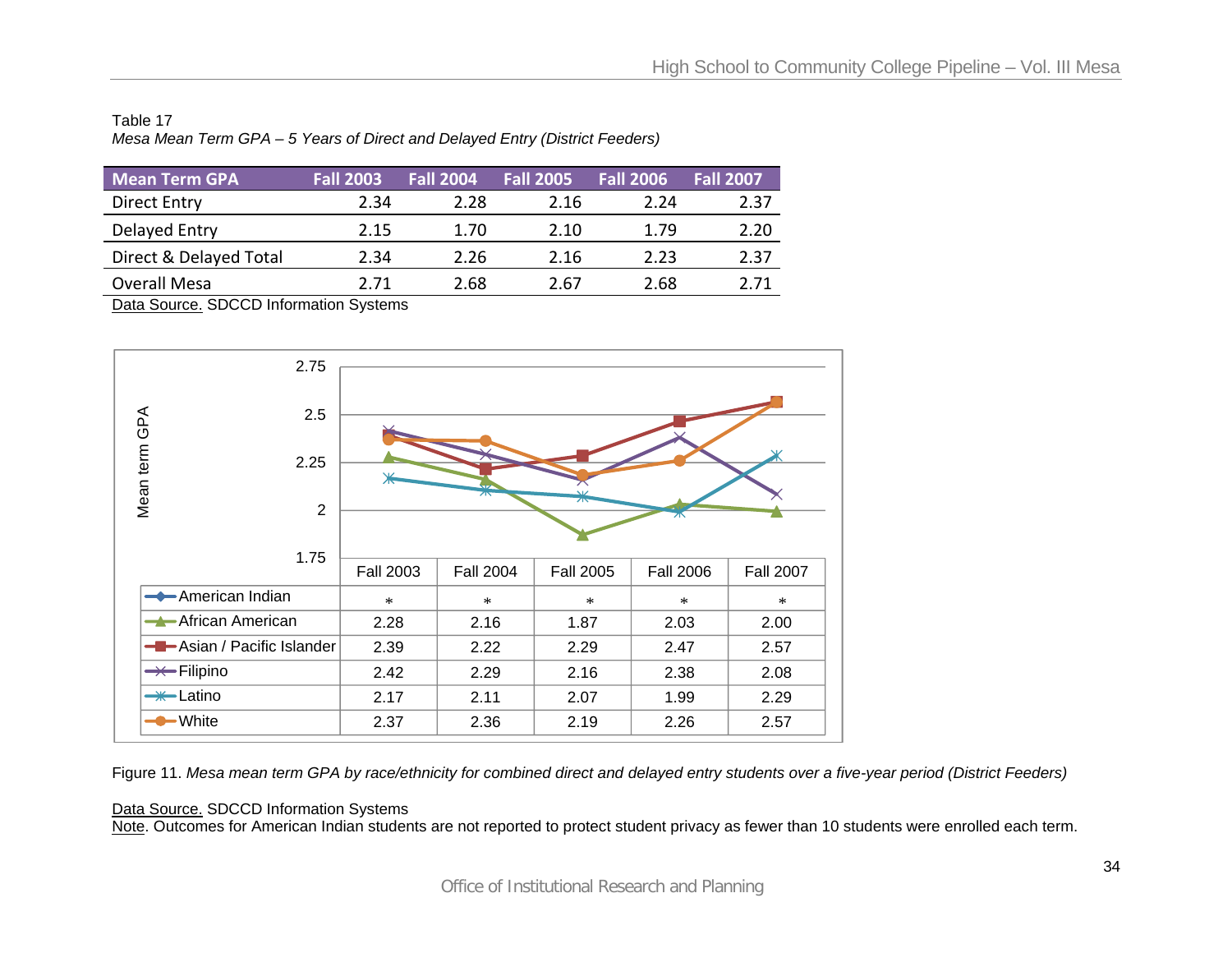Table 17

*Mesa Mean Term GPA – 5 Years of Direct and Delayed Entry (District Feeders)*

| Mean Term GPA | Fall 2003 | Fall 2004 | Fall 2005 | Fall 2006 | Fall 2007 |
|---|---|---|---|---|---|
| Direct Entry | 2.34 | 2.28 | 2.16 | 2.24 | 2.37 |
| Delayed Entry | 2.15 | 1.70 | 2.10 | 1.79 | 2.20 |
| Direct & Delayed Total | 2.34 | 2.26 | 2.16 | 2.23 | 2.37 |
| Overall Mesa | 2.71 | 2.68 | 2.67 | 2.68 | 2.71 |

Data Source. SDCCD Information Systems

| | Fall 2003 | Fall 2004 | Fall 2005 | Fall 2006 | Fall 2007 |
|---|---|---|---|---|---|
| American Indian | * | * | * | * | * |
| African American | 2.28 | 2.16 | 1.87 | 2.03 | 2.00 |
| Asian / Pacific Islander | 2.39 | 2.22 | 2.29 | 2.47 | 2.57 |
| Filipino | 2.42 | 2.29 | 2.16 | 2.38 | 2.08 |
| Latino | 2.17 | 2.11 | 2.07 | 1.99 | 2.29 |
| White | 2.37 | 2.36 | 2.19 | 2.26 | 2.57 |

Figure 11. *Mesa mean term GPA by race/ethnicity for combined direct and delayed entry students over a five-year period (District Feeders)*

Data Source. SDCCD Information Systems

Note. Outcomes for American Indian students are not reported to protect student privacy as fewer than 10 students were enrolled each term.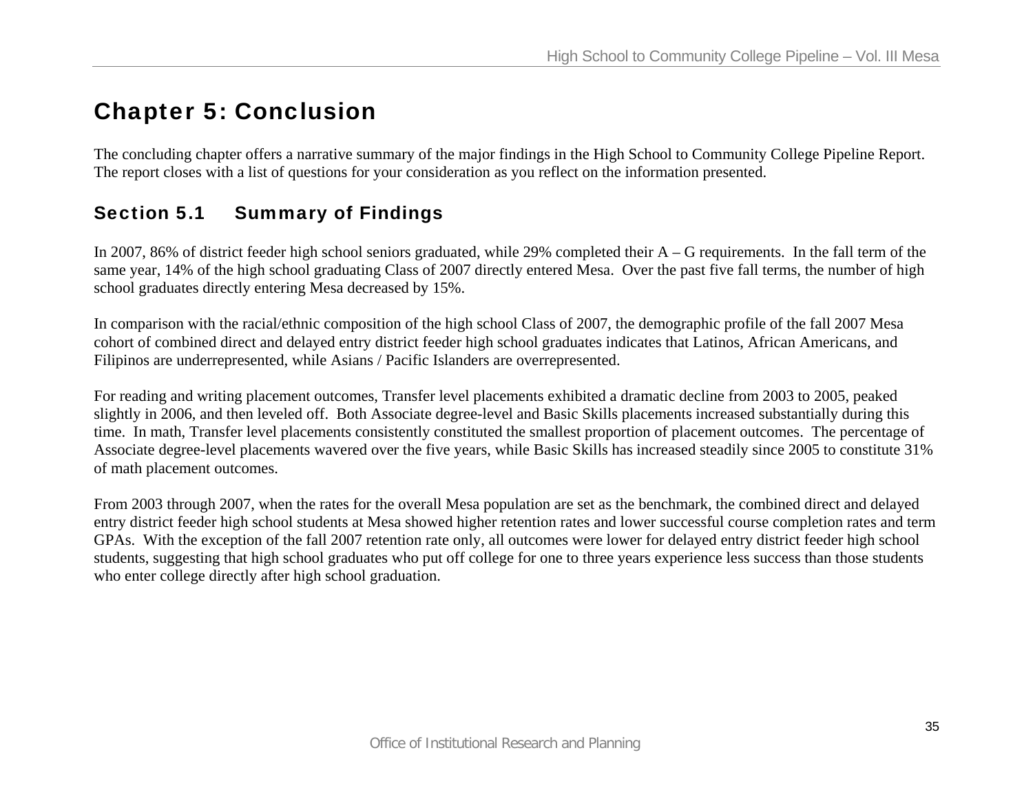# Chapter 5: Conclusion

The concluding chapter offers a narrative summary of the major findings in the High School to Community College Pipeline Report. The report closes with a list of questions for your consideration as you reflect on the information presented.

## Section 5.1 Summary of Findings

In 2007, 86% of district feeder high school seniors graduated, while 29% completed their A – G requirements. In the fall term of the same year, 14% of the high school graduating Class of 2007 directly entered Mesa. Over the past five fall terms, the number of high school graduates directly entering Mesa decreased by 15%.

In comparison with the racial/ethnic composition of the high school Class of 2007, the demographic profile of the fall 2007 Mesa cohort of combined direct and delayed entry district feeder high school graduates indicates that Latinos, African Americans, and Filipinos are underrepresented, while Asians / Pacific Islanders are overrepresented.

For reading and writing placement outcomes, Transfer level placements exhibited a dramatic decline from 2003 to 2005, peaked slightly in 2006, and then leveled off. Both Associate degree-level and Basic Skills placements increased substantially during this time. In math, Transfer level placements consistently constituted the smallest proportion of placement outcomes. The percentage of Associate degree-level placements wavered over the five years, while Basic Skills has increased steadily since 2005 to constitute 31% of math placement outcomes.

From 2003 through 2007, when the rates for the overall Mesa population are set as the benchmark, the combined direct and delayed entry district feeder high school students at Mesa showed higher retention rates and lower successful course completion rates and term GPAs. With the exception of the fall 2007 retention rate only, all outcomes were lower for delayed entry district feeder high school students, suggesting that high school graduates who put off college for one to three years experience less success than those students who enter college directly after high school graduation.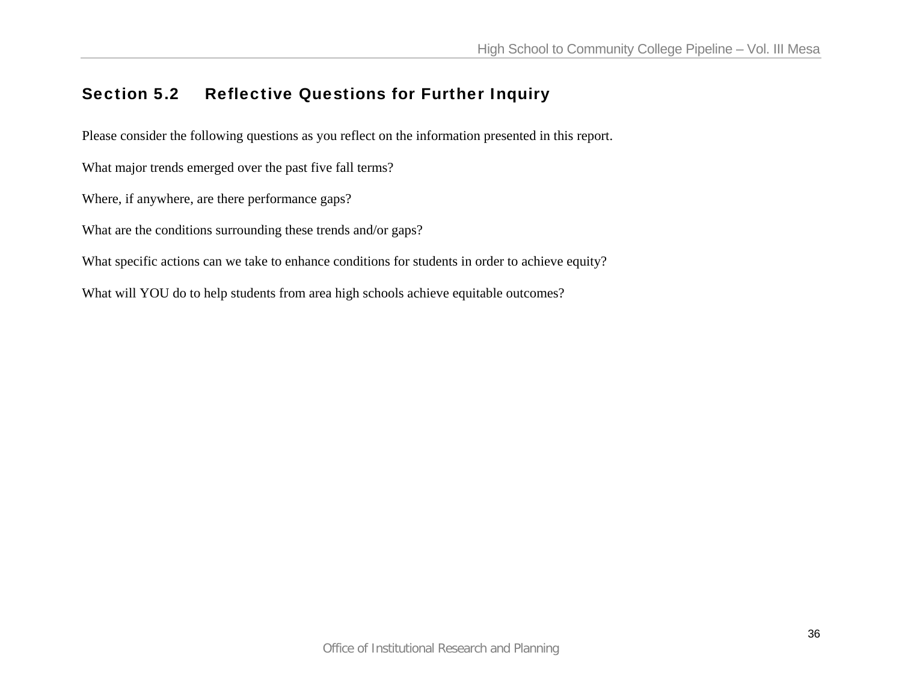## Section 5.2 Reflective Questions for Further Inquiry

Please consider the following questions as you reflect on the information presented in this report.

What major trends emerged over the past five fall terms?

Where, if anywhere, are there performance gaps?

What are the conditions surrounding these trends and/or gaps?

What specific actions can we take to enhance conditions for students in order to achieve equity?

What will YOU do to help students from area high schools achieve equitable outcomes?